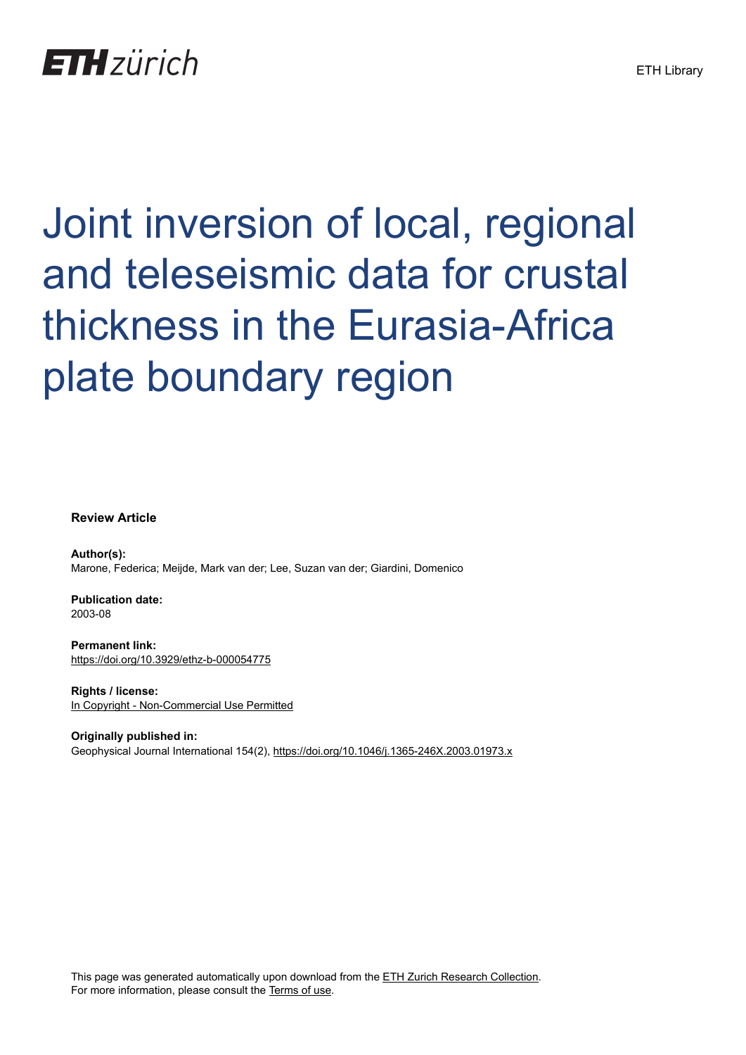# Joint inversion of local, regional and teleseismic data for crustal thickness in the Eurasia-Africa plate boundary region

**Review Article**

**Author(s):**
Marone, Federica; Meijde, Mark van der; Lee, Suzan van der; Giardini, Domenico

**Publication date:**
2003-08

**Permanent link:**
https://doi.org/10.3929/ethz-b-000054775

**Rights / license:**
In Copyright - Non-Commercial Use Permitted

**Originally published in:**
Geophysical Journal International 154(2), https://doi.org/10.1046/j.1365-246X.2003.01973.x

This page was generated automatically upon download from the ETH Zurich Research Collection.
For more information, please consult the Terms of use.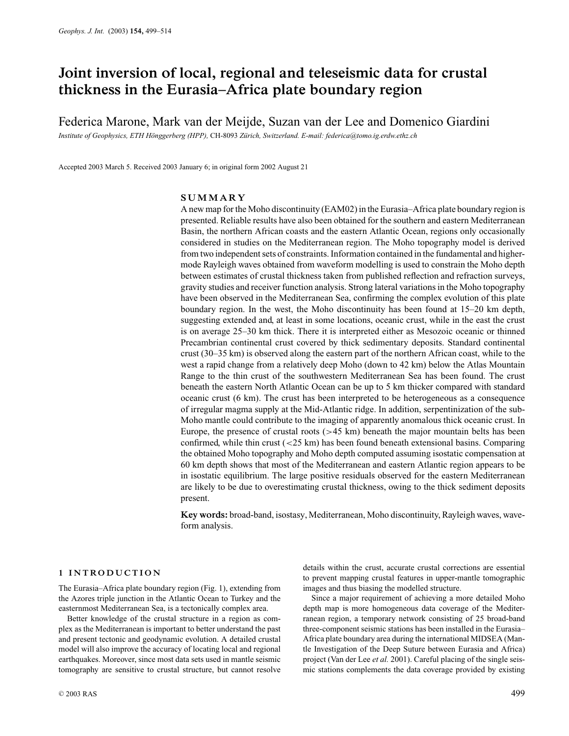# Joint inversion of local, regional and teleseismic data for crustal thickness in the Eurasia–Africa plate boundary region

Federica Marone, Mark van der Meijde, Suzan van der Lee and Domenico Giardini

*Institute of Geophysics, ETH Hönggerberg (HPP), CH-8093 Zürich, Switzerland. E-mail: federica@tomo.ig.erdw.ethz.ch*

Accepted 2003 March 5. Received 2003 January 6; in original form 2002 August 21

## SUMMARY

A new map for the Moho discontinuity (EAM02) in the Eurasia–Africa plate boundary region is presented. Reliable results have also been obtained for the southern and eastern Mediterranean Basin, the northern African coasts and the eastern Atlantic Ocean, regions only occasionally considered in studies on the Mediterranean region. The Moho topography model is derived from two independent sets of constraints. Information contained in the fundamental and higher-mode Rayleigh waves obtained from waveform modelling is used to constrain the Moho depth between estimates of crustal thickness taken from published reflection and refraction surveys, gravity studies and receiver function analysis. Strong lateral variations in the Moho topography have been observed in the Mediterranean Sea, confirming the complex evolution of this plate boundary region. In the west, the Moho discontinuity has been found at 15–20 km depth, suggesting extended and, at least in some locations, oceanic crust, while in the east the crust is on average 25–30 km thick. There it is interpreted either as Mesozoic oceanic or thinned Precambrian continental crust covered by thick sedimentary deposits. Standard continental crust (30–35 km) is observed along the eastern part of the northern African coast, while to the west a rapid change from a relatively deep Moho (down to 42 km) below the Atlas Mountain Range to the thin crust of the southwestern Mediterranean Sea has been found. The crust beneath the eastern North Atlantic Ocean can be up to 5 km thicker compared with standard oceanic crust (6 km). The crust has been interpreted to be heterogeneous as a consequence of irregular magma supply at the Mid-Atlantic ridge. In addition, serpentinization of the sub-Moho mantle could contribute to the imaging of apparently anomalous thick oceanic crust. In Europe, the presence of crustal roots (>45 km) beneath the major mountain belts has been confirmed, while thin crust (<25 km) has been found beneath extensional basins. Comparing the obtained Moho topography and Moho depth computed assuming isostatic compensation at 60 km depth shows that most of the Mediterranean and eastern Atlantic region appears to be in isostatic equilibrium. The large positive residuals observed for the eastern Mediterranean are likely to be due to overestimating crustal thickness, owing to the thick sediment deposits present.

**Key words:** broad-band, isostasy, Mediterranean, Moho discontinuity, Rayleigh waves, waveform analysis.

## 1 INTRODUCTION

The Eurasia–Africa plate boundary region (Fig. 1), extending from the Azores triple junction in the Atlantic Ocean to Turkey and the easternmost Mediterranean Sea, is a tectonically complex area.

Better knowledge of the crustal structure in a region as complex as the Mediterranean is important to better understand the past and present tectonic and geodynamic evolution. A detailed crustal model will also improve the accuracy of locating local and regional earthquakes. Moreover, since most data sets used in mantle seismic tomography are sensitive to crustal structure, but cannot resolve details within the crust, accurate crustal corrections are essential to prevent mapping crustal features in upper-mantle tomographic images and thus biasing the modelled structure.

Since a major requirement of achieving a more detailed Moho depth map is more homogeneous data coverage of the Mediterranean region, a temporary network consisting of 25 broad-band three-component seismic stations has been installed in the Eurasia–Africa plate boundary area during the international MIDSEA (Mantle Investigation of the Deep Suture between Eurasia and Africa) project (Van der Lee *et al.* 2001). Careful placing of the single seismic stations complements the data coverage provided by existing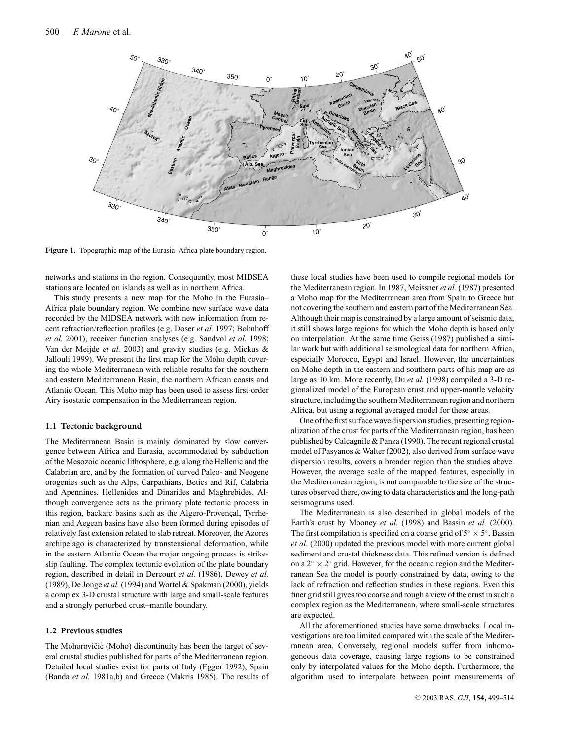**Figure 1.** Topographic map of the Eurasia–Africa plate boundary region.

networks and stations in the region. Consequently, most MIDSEA stations are located on islands as well as in northern Africa.

This study presents a new map for the Moho in the Eurasia–Africa plate boundary region. We combine new surface wave data recorded by the MIDSEA network with new information from recent refraction/reflection profiles (e.g. Doser *et al.* 1997; Bohnhoff *et al.* 2001), receiver function analyses (e.g. Sandvol *et al.* 1998; Van der Meijde *et al.* 2003) and gravity studies (e.g. Mickus & Jallouli 1999). We present the first map for the Moho depth covering the whole Mediterranean with reliable results for the southern and eastern Mediterranean Basin, the northern African coasts and Atlantic Ocean. This Moho map has been used to assess first-order Airy isostatic compensation in the Mediterranean region.

### 1.1 Tectonic background

The Mediterranean Basin is mainly dominated by slow convergence between Africa and Eurasia, accommodated by subduction of the Mesozoic oceanic lithosphere, e.g. along the Hellenic and the Calabrian arc, and by the formation of curved Paleo- and Neogene orogenies such as the Alps, Carpathians, Betics and Rif, Calabria and Apennines, Hellenides and Dinarides and Maghrebides. Although convergence acts as the primary plate tectonic process in this region, backarc basins such as the Algero-Provençal, Tyrrhenian and Aegean basins have also been formed during episodes of relatively fast extension related to slab retreat. Moreover, the Azores archipelago is characterized by transtensional deformation, while in the eastern Atlantic Ocean the major ongoing process is strike-slip faulting. The complex tectonic evolution of the plate boundary region, described in detail in Dercourt *et al.* (1986), Dewey *et al.* (1989), De Jonge *et al.* (1994) and Wortel & Spakman (2000), yields a complex 3-D crustal structure with large and small-scale features and a strongly perturbed crust–mantle boundary.

### 1.2 Previous studies

The Mohorovičič (Moho) discontinuity has been the target of several crustal studies published for parts of the Mediterranean region. Detailed local studies exist for parts of Italy (Egger 1992), Spain (Banda *et al.* 1981a,b) and Greece (Makris 1985). The results of these local studies have been used to compile regional models for the Mediterranean region. In 1987, Meissner *et al.* (1987) presented a Moho map for the Mediterranean area from Spain to Greece but not covering the southern and eastern part of the Mediterranean Sea. Although their map is constrained by a large amount of seismic data, it still shows large regions for which the Moho depth is based only on interpolation. At the same time Geiss (1987) published a similar work but with additional seismological data for northern Africa, especially Morocco, Egypt and Israel. However, the uncertainties on Moho depth in the eastern and southern parts of his map are as large as 10 km. More recently, Du *et al.* (1998) compiled a 3-D regionalized model of the European crust and upper-mantle velocity structure, including the southern Mediterranean region and northern Africa, but using a regional averaged model for these areas.

One of the first surface wave dispersion studies, presenting regionalization of the crust for parts of the Mediterranean region, has been published by Calcagnile & Panza (1990). The recent regional crustal model of Pasyanos & Walter (2002), also derived from surface wave dispersion results, covers a broader region than the studies above. However, the average scale of the mapped features, especially in the Mediterranean region, is not comparable to the size of the structures observed there, owing to data characteristics and the long-path seismograms used.

The Mediterranean is also described in global models of the Earth's crust by Mooney *et al.* (1998) and Bassin *et al.* (2000). The first compilation is specified on a coarse grid of $5^\circ \times 5^\circ$. Bassin *et al.* (2000) updated the previous model with more current global sediment and crustal thickness data. This refined version is defined on a $2^\circ \times 2^\circ$ grid. However, for the oceanic region and the Mediterranean Sea the model is poorly constrained by data, owing to the lack of refraction and reflection studies in these regions. Even this finer grid still gives too coarse and rough a view of the crust in such a complex region as the Mediterranean, where small-scale structures are expected.

All the aforementioned studies have some drawbacks. Local investigations are too limited compared with the scale of the Mediterranean area. Conversely, regional models suffer from inhomogeneous data coverage, causing large regions to be constrained only by interpolated values for the Moho depth. Furthermore, the algorithm used to interpolate between point measurements of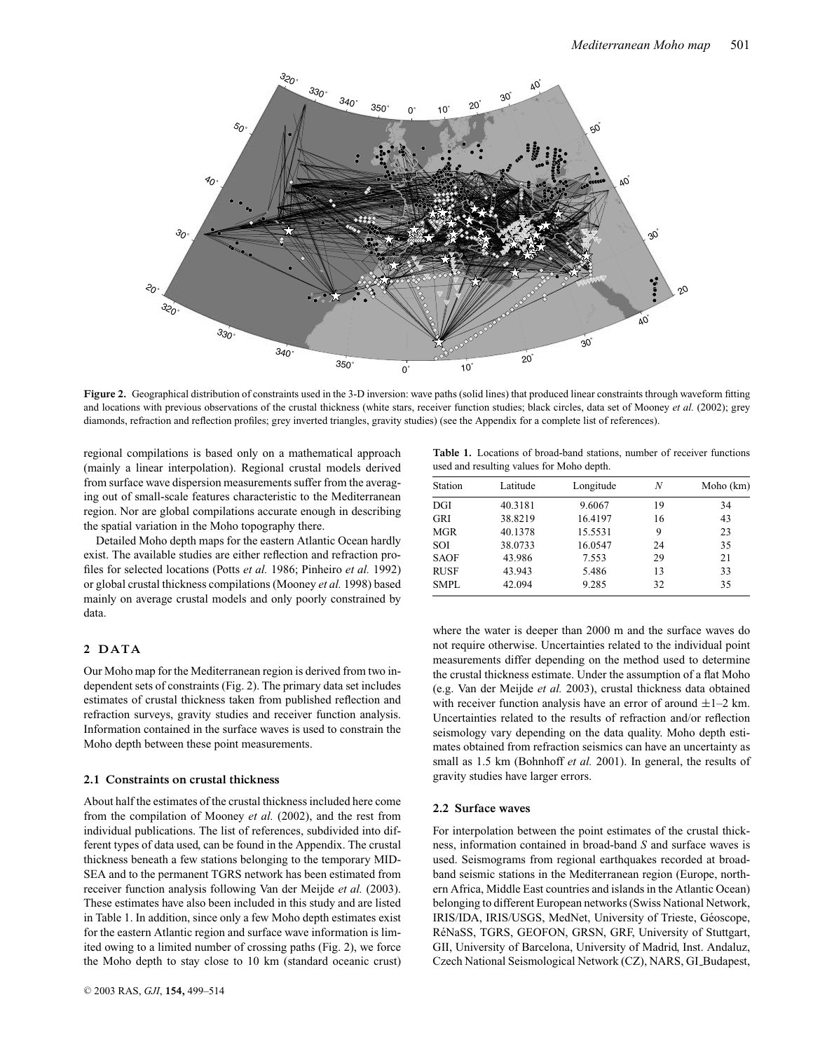**Figure 2.** Geographical distribution of constraints used in the 3-D inversion: wave paths (solid lines) that produced linear constraints through waveform fitting and locations with previous observations of the crustal thickness (white stars, receiver function studies; black circles, data set of Mooney *et al.* (2002); grey diamonds, refraction and reflection profiles; grey inverted triangles, gravity studies) (see the Appendix for a complete list of references).

regional compilations is based only on a mathematical approach (mainly a linear interpolation). Regional crustal models derived from surface wave dispersion measurements suffer from the averaging out of small-scale features characteristic to the Mediterranean region. Nor are global compilations accurate enough in describing the spatial variation in the Moho topography there.

Detailed Moho depth maps for the eastern Atlantic Ocean hardly exist. The available studies are either reflection and refraction profiles for selected locations (Potts *et al.* 1986; Pinheiro *et al.* 1992) or global crustal thickness compilations (Mooney *et al.* 1998) based mainly on average crustal models and only poorly constrained by data.

## 2 DATA

Our Moho map for the Mediterranean region is derived from two independent sets of constraints (Fig. 2). The primary data set includes estimates of crustal thickness taken from published reflection and refraction surveys, gravity studies and receiver function analysis. Information contained in the surface waves is used to constrain the Moho depth between these point measurements.

### 2.1 Constraints on crustal thickness

About half the estimates of the crustal thickness included here come from the compilation of Mooney *et al.* (2002), and the rest from individual publications. The list of references, subdivided into different types of data used, can be found in the Appendix. The crustal thickness beneath a few stations belonging to the temporary MIDSEA and to the permanent TGRS network has been estimated from receiver function analysis following Van der Meijde *et al.* (2003). These estimates have also been included in this study and are listed in Table 1. In addition, since only a few Moho depth estimates exist for the eastern Atlantic region and surface wave information is limited owing to a limited number of crossing paths (Fig. 2), we force the Moho depth to stay close to 10 km (standard oceanic crust) where the water is deeper than 2000 m and the surface waves do not require otherwise. Uncertainties related to the individual point measurements differ depending on the method used to determine the crustal thickness estimate. Under the assumption of a flat Moho (e.g. Van der Meijde *et al.* 2003), crustal thickness data obtained with receiver function analysis have an error of around ±1–2 km. Uncertainties related to the results of refraction and/or reflection seismology vary depending on the data quality. Moho depth estimates obtained from refraction seismics can have an uncertainty as small as 1.5 km (Bohnhoff *et al.* 2001). In general, the results of gravity studies have larger errors.

**Table 1.** Locations of broad-band stations, number of receiver functions used and resulting values for Moho depth.

| Station | Latitude | Longitude | $N$ | Moho (km) |
|---|---|---|---|---|
| DGI | 40.3181 | 9.6067 | 19 | 34 |
| GRI | 38.8219 | 16.4197 | 16 | 43 |
| MGR | 40.1378 | 15.5531 | 9 | 23 |
| SOI | 38.0733 | 16.0547 | 24 | 35 |
| SAOF | 43.986 | 7.553 | 29 | 21 |
| RUSF | 43.943 | 5.486 | 13 | 33 |
| SMPL | 42.094 | 9.285 | 32 | 35 |

### 2.2 Surface waves

For interpolation between the point estimates of the crustal thickness, information contained in broad-band *S* and surface waves is used. Seismograms from regional earthquakes recorded at broad-band seismic stations in the Mediterranean region (Europe, northern Africa, Middle East countries and islands in the Atlantic Ocean) belonging to different European networks (Swiss National Network, IRIS/IDA, IRIS/USGS, MedNet, University of Trieste, Géoscope, RéNaSS, TGRS, GEOFON, GRSN, GRF, University of Stuttgart, GII, University of Barcelona, University of Madrid, Inst. Andaluz, Czech National Seismological Network (CZ), NARS, GI_Budapest,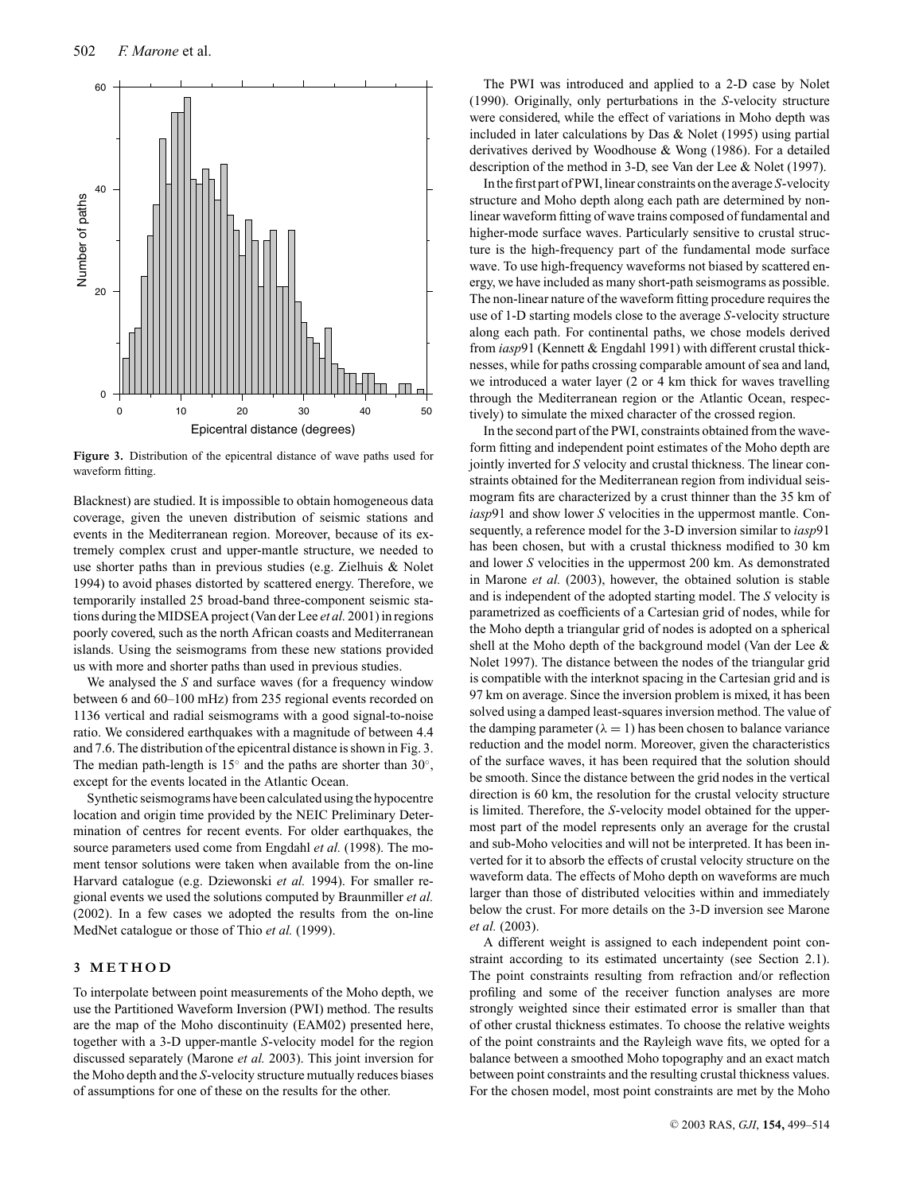**Figure 3.** Distribution of the epicentral distance of wave paths used for waveform fitting.

Blacknest) are studied. It is impossible to obtain homogeneous data coverage, given the uneven distribution of seismic stations and events in the Mediterranean region. Moreover, because of its extremely complex crust and upper-mantle structure, we needed to use shorter paths than in previous studies (e.g. Zielhuis & Nolet 1994) to avoid phases distorted by scattered energy. Therefore, we temporarily installed 25 broad-band three-component seismic stations during the MIDSEA project (Van der Lee *et al.* 2001) in regions poorly covered, such as the north African coasts and Mediterranean islands. Using the seismograms from these new stations provided us with more and shorter paths than used in previous studies.

We analysed the *S* and surface waves (for a frequency window between 6 and 60–100 mHz) from 235 regional events recorded on 1136 vertical and radial seismograms with a good signal-to-noise ratio. We considered earthquakes with a magnitude of between 4.4 and 7.6. The distribution of the epicentral distance is shown in Fig. 3. The median path-length is $15^\circ$ and the paths are shorter than $30^\circ$, except for the events located in the Atlantic Ocean.

Synthetic seismograms have been calculated using the hypocentre location and origin time provided by the NEIC Preliminary Determination of centres for recent events. For older earthquakes, the source parameters used come from Engdahl *et al.* (1998). The moment tensor solutions were taken when available from the on-line Harvard catalogue (e.g. Dziewonski *et al.* 1994). For smaller regional events we used the solutions computed by Braunmiller *et al.* (2002). In a few cases we adopted the results from the on-line MedNet catalogue or those of Thio *et al.* (1999).

## 3 METHOD

To interpolate between point measurements of the Moho depth, we use the Partitioned Waveform Inversion (PWI) method. The results are the map of the Moho discontinuity (EAM02) presented here, together with a 3-D upper-mantle *S*-velocity model for the region discussed separately (Marone *et al.* 2003). This joint inversion for the Moho depth and the *S*-velocity structure mutually reduces biases of assumptions for one of these on the results for the other.

The PWI was introduced and applied to a 2-D case by Nolet (1990). Originally, only perturbations in the *S*-velocity structure were considered, while the effect of variations in Moho depth was included in later calculations by Das & Nolet (1995) using partial derivatives derived by Woodhouse & Wong (1986). For a detailed description of the method in 3-D, see Van der Lee & Nolet (1997).

In the first part of PWI, linear constraints on the average *S*-velocity structure and Moho depth along each path are determined by non-linear waveform fitting of wave trains composed of fundamental and higher-mode surface waves. Particularly sensitive to crustal structure is the high-frequency part of the fundamental mode surface wave. To use high-frequency waveforms not biased by scattered energy, we have included as many short-path seismograms as possible. The non-linear nature of the waveform fitting procedure requires the use of 1-D starting models close to the average *S*-velocity structure along each path. For continental paths, we chose models derived from *iasp*91 (Kennett & Engdahl 1991) with different crustal thicknesses, while for paths crossing comparable amount of sea and land, we introduced a water layer (2 or 4 km thick for waves travelling through the Mediterranean region or the Atlantic Ocean, respectively) to simulate the mixed character of the crossed region.

In the second part of the PWI, constraints obtained from the waveform fitting and independent point estimates of the Moho depth are jointly inverted for *S* velocity and crustal thickness. The linear constraints obtained for the Mediterranean region from individual seismogram fits are characterized by a crust thinner than the 35 km of *iasp*91 and show lower *S* velocities in the uppermost mantle. Consequently, a reference model for the 3-D inversion similar to *iasp*91 has been chosen, but with a crustal thickness modified to 30 km and lower *S* velocities in the uppermost 200 km. As demonstrated in Marone *et al.* (2003), however, the obtained solution is stable and is independent of the adopted starting model. The *S* velocity is parametrized as coefficients of a Cartesian grid of nodes, while for the Moho depth a triangular grid of nodes is adopted on a spherical shell at the Moho depth of the background model (Van der Lee & Nolet 1997). The distance between the nodes of the triangular grid is compatible with the interknot spacing in the Cartesian grid and is 97 km on average. Since the inversion problem is mixed, it has been solved using a damped least-squares inversion method. The value of the damping parameter ($\lambda = 1$) has been chosen to balance variance reduction and the model norm. Moreover, given the characteristics of the surface waves, it has been required that the solution should be smooth. Since the distance between the grid nodes in the vertical direction is 60 km, the resolution for the crustal velocity structure is limited. Therefore, the *S*-velocity model obtained for the uppermost part of the model represents only an average for the crustal and sub-Moho velocities and will not be interpreted. It has been inverted for it to absorb the effects of crustal velocity structure on the waveform data. The effects of Moho depth on waveforms are much larger than those of distributed velocities within and immediately below the crust. For more details on the 3-D inversion see Marone *et al.* (2003).

A different weight is assigned to each independent point constraint according to its estimated uncertainty (see Section 2.1). The point constraints resulting from refraction and/or reflection profiling and some of the receiver function analyses are more strongly weighted since their estimated error is smaller than that of other crustal thickness estimates. To choose the relative weights of the point constraints and the Rayleigh wave fits, we opted for a balance between a smoothed Moho topography and an exact match between point constraints and the resulting crustal thickness values. For the chosen model, most point constraints are met by the Moho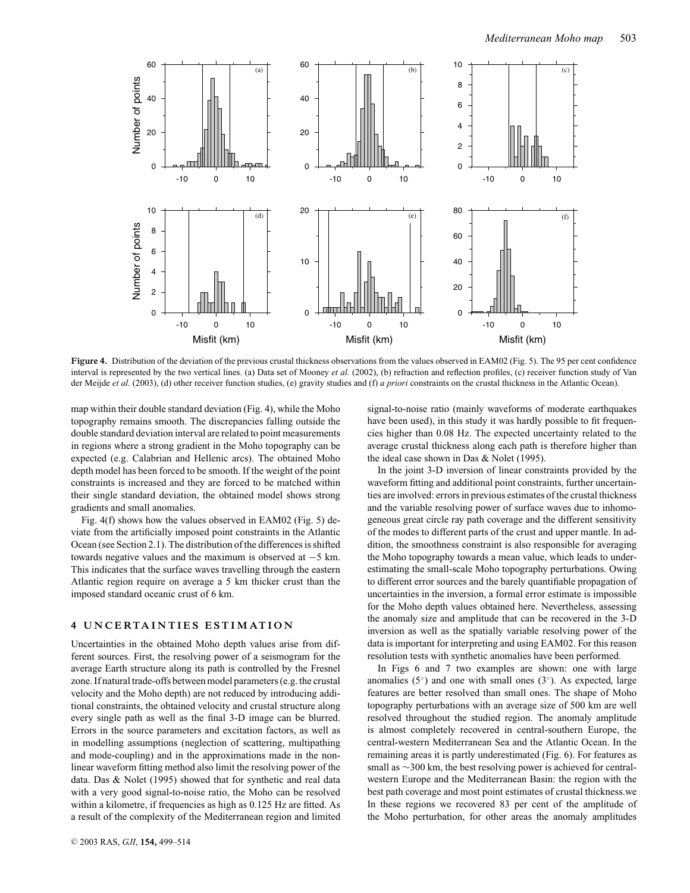**Figure 4.** Distribution of the deviation of the previous crustal thickness observations from the values observed in EAM02 (Fig. 5). The 95 per cent confidence interval is represented by the two vertical lines. (a) Data set of Mooney *et al.* (2002), (b) refraction and reflection profiles, (c) receiver function study of Van der Meijde *et al.* (2003), (d) other receiver function studies, (e) gravity studies and (f) *a priori* constraints on the crustal thickness in the Atlantic Ocean).

map within their double standard deviation (Fig. 4), while the Moho topography remains smooth. The discrepancies falling outside the double standard deviation interval are related to point measurements in regions where a strong gradient in the Moho topography can be expected (e.g. Calabrian and Hellenic arcs). The obtained Moho depth model has been forced to be smooth. If the weight of the point constraints is increased and they are forced to be matched within their single standard deviation, the obtained model shows strong gradients and small anomalies.

Fig. 4(f) shows how the values observed in EAM02 (Fig. 5) deviate from the artificially imposed point constraints in the Atlantic Ocean (see Section 2.1). The distribution of the differences is shifted towards negative values and the maximum is observed at −5 km. This indicates that the surface waves travelling through the eastern Atlantic region require on average a 5 km thicker crust than the imposed standard oceanic crust of 6 km.

## 4 UNCERTAINTIES ESTIMATION

Uncertainties in the obtained Moho depth values arise from different sources. First, the resolving power of a seismogram for the average Earth structure along its path is controlled by the Fresnel zone. If natural trade-offs between model parameters (e.g. the crustal velocity and the Moho depth) are not reduced by introducing additional constraints, the obtained velocity and crustal structure along every single path as well as the final 3-D image can be blurred. Errors in the source parameters and excitation factors, as well as in modelling assumptions (neglection of scattering, multipathing and mode-coupling) and in the approximations made in the nonlinear waveform fitting method also limit the resolving power of the data. Das & Nolet (1995) showed that for synthetic and real data with a very good signal-to-noise ratio, the Moho can be resolved within a kilometre, if frequencies as high as 0.125 Hz are fitted. As a result of the complexity of the Mediterranean region and limited signal-to-noise ratio (mainly waveforms of moderate earthquakes have been used), in this study it was hardly possible to fit frequencies higher than 0.08 Hz. The expected uncertainty related to the average crustal thickness along each path is therefore higher than the ideal case shown in Das & Nolet (1995).

In the joint 3-D inversion of linear constraints provided by the waveform fitting and additional point constraints, further uncertainties are involved: errors in previous estimates of the crustal thickness and the variable resolving power of surface waves due to inhomogeneous great circle ray path coverage and the different sensitivity of the modes to different parts of the crust and upper mantle. In addition, the smoothness constraint is also responsible for averaging the Moho topography towards a mean value, which leads to underestimating the small-scale Moho topography perturbations. Owing to different error sources and the barely quantifiable propagation of uncertainties in the inversion, a formal error estimate is impossible for the Moho depth values obtained here. Nevertheless, assessing the anomaly size and amplitude that can be recovered in the 3-D inversion as well as the spatially variable resolving power of the data is important for interpreting and using EAM02. For this reason resolution tests with synthetic anomalies have been performed.

In Figs 6 and 7 two examples are shown: one with large anomalies (5°) and one with small ones (3°). As expected, large features are better resolved than small ones. The shape of Moho topography perturbations with an average size of 500 km are well resolved throughout the studied region. The anomaly amplitude is almost completely recovered in central-southern Europe, the central-western Mediterranean Sea and the Atlantic Ocean. In the remaining areas it is partly underestimated (Fig. 6). For features as small as ∼300 km, the best resolving power is achieved for central-western Europe and the Mediterranean Basin: the region with the best path coverage and most point estimates of crustal thickness.we In these regions we recovered 83 per cent of the amplitude of the Moho perturbation, for other areas the anomaly amplitudes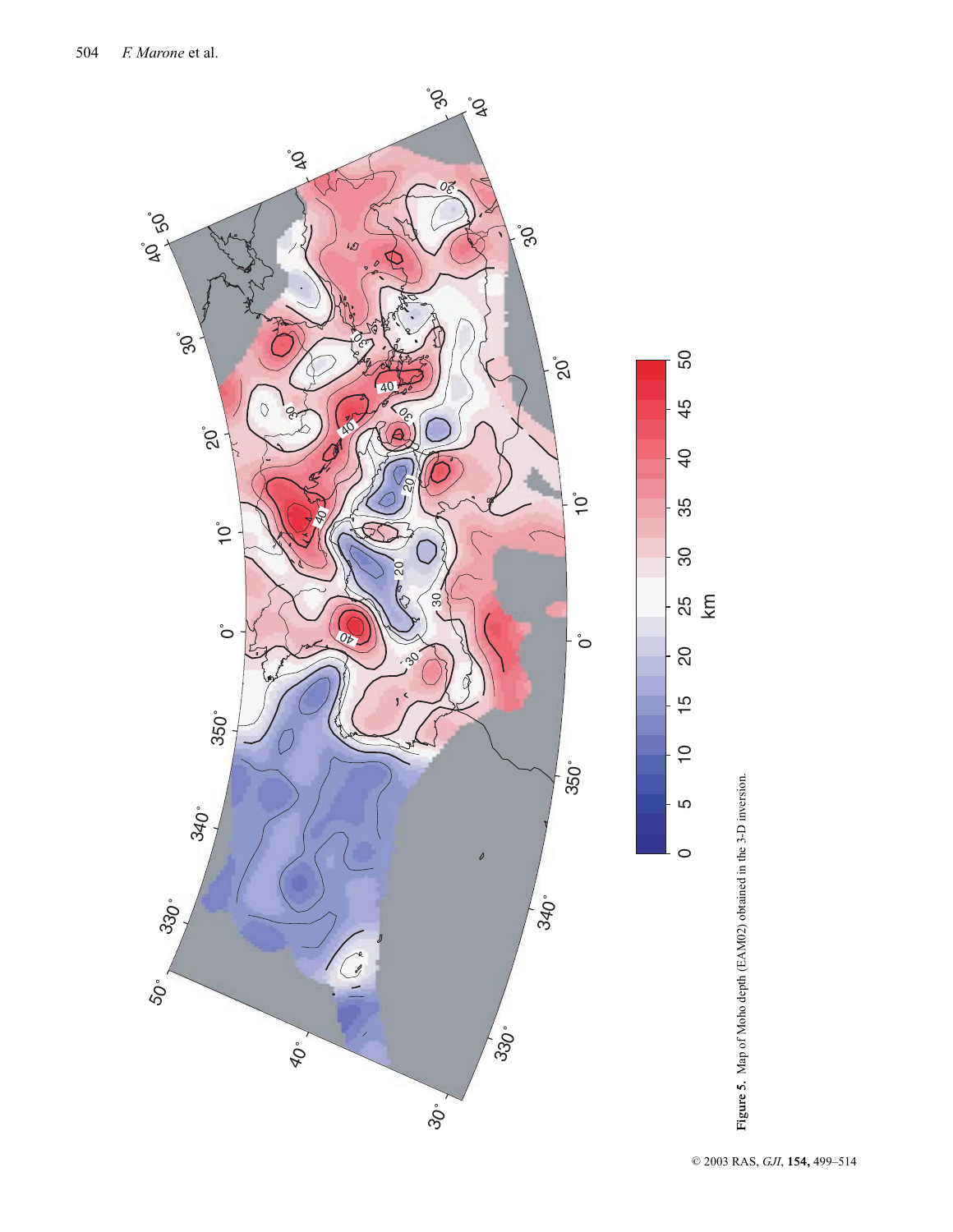**Figure 5.** Map of Moho depth (EAM02) obtained in the 3-D inversion.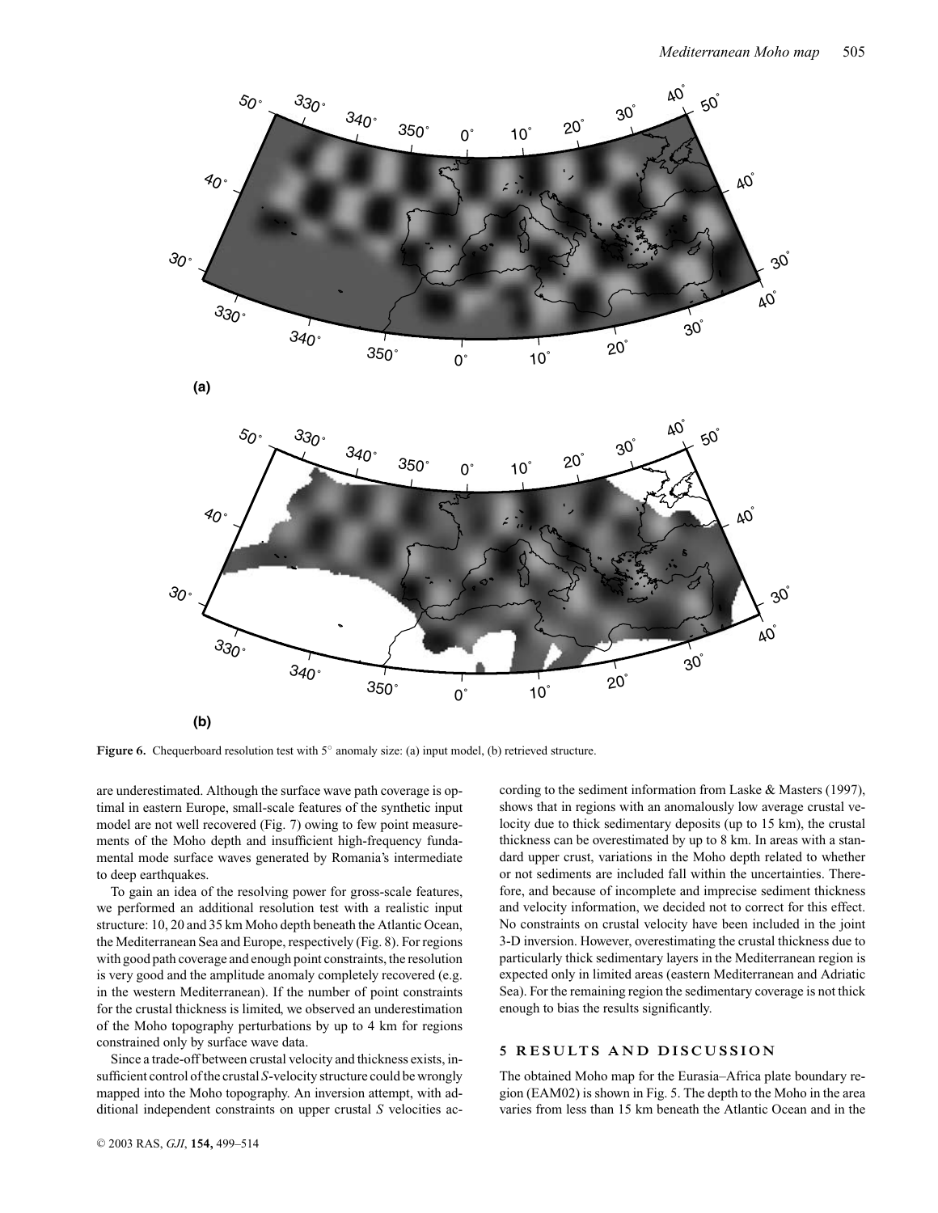**Figure 6.** Chequerboard resolution test with 5° anomaly size: (a) input model, (b) retrieved structure.

are underestimated. Although the surface wave path coverage is optimal in eastern Europe, small-scale features of the synthetic input model are not well recovered (Fig. 7) owing to few point measurements of the Moho depth and insufficient high-frequency fundamental mode surface waves generated by Romania's intermediate to deep earthquakes.

To gain an idea of the resolving power for gross-scale features, we performed an additional resolution test with a realistic input structure: 10, 20 and 35 km Moho depth beneath the Atlantic Ocean, the Mediterranean Sea and Europe, respectively (Fig. 8). For regions with good path coverage and enough point constraints, the resolution is very good and the amplitude anomaly completely recovered (e.g. in the western Mediterranean). If the number of point constraints for the crustal thickness is limited, we observed an underestimation of the Moho topography perturbations by up to 4 km for regions constrained only by surface wave data.

Since a trade-off between crustal velocity and thickness exists, insufficient control of the crustal *S*-velocity structure could be wrongly mapped into the Moho topography. An inversion attempt, with additional independent constraints on upper crustal *S* velocities according to the sediment information from Laske & Masters (1997), shows that in regions with an anomalously low average crustal velocity due to thick sedimentary deposits (up to 15 km), the crustal thickness can be overestimated by up to 8 km. In areas with a standard upper crust, variations in the Moho depth related to whether or not sediments are included fall within the uncertainties. Therefore, and because of incomplete and imprecise sediment thickness and velocity information, we decided not to correct for this effect. No constraints on crustal velocity have been included in the joint 3-D inversion. However, overestimating the crustal thickness due to particularly thick sedimentary layers in the Mediterranean region is expected only in limited areas (eastern Mediterranean and Adriatic Sea). For the remaining region the sedimentary coverage is not thick enough to bias the results significantly.

## 5 RESULTS AND DISCUSSION

The obtained Moho map for the Eurasia–Africa plate boundary region (EAM02) is shown in Fig. 5. The depth to the Moho in the area varies from less than 15 km beneath the Atlantic Ocean and in the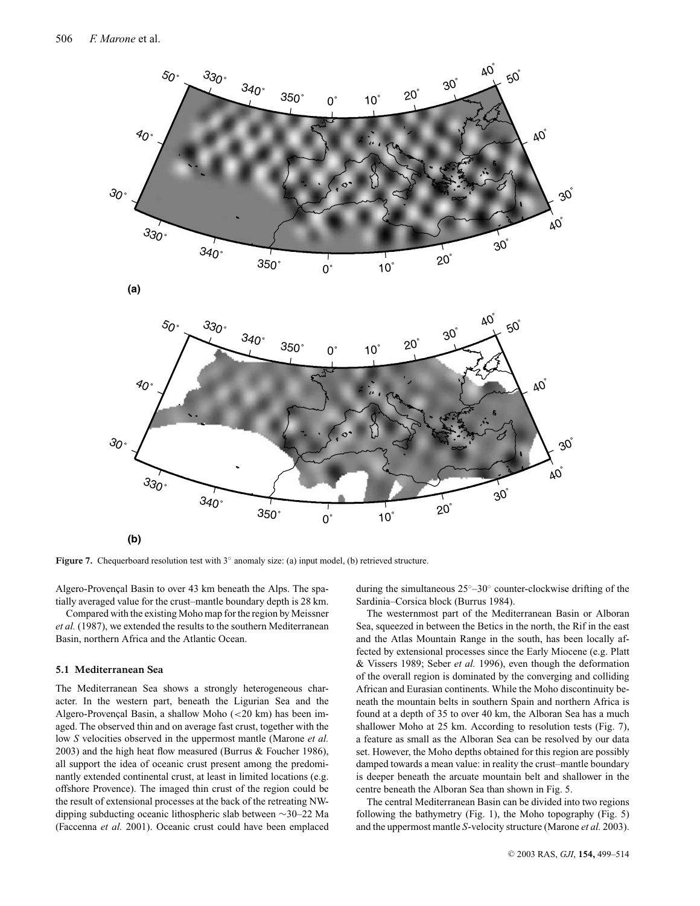**Figure 7.** Chequerboard resolution test with 3° anomaly size: (a) input model, (b) retrieved structure.

Algero-Provençal Basin to over 43 km beneath the Alps. The spatially averaged value for the crust–mantle boundary depth is 28 km.

Compared with the existing Moho map for the region by Meissner *et al.* (1987), we extended the results to the southern Mediterranean Basin, northern Africa and the Atlantic Ocean.

### 5.1 Mediterranean Sea

The Mediterranean Sea shows a strongly heterogeneous character. In the western part, beneath the Ligurian Sea and the Algero-Provençal Basin, a shallow Moho (<20 km) has been imaged. The observed thin and on average fast crust, together with the low *S* velocities observed in the uppermost mantle (Marone *et al.* 2003) and the high heat flow measured (Burrus & Foucher 1986), all support the idea of oceanic crust present among the predominantly extended continental crust, at least in limited locations (e.g. offshore Provence). The imaged thin crust of the region could be the result of extensional processes at the back of the retreating NW-dipping subducting oceanic lithospheric slab between ∼30–22 Ma (Faccenna *et al.* 2001). Oceanic crust could have been emplaced during the simultaneous 25°–30° counter-clockwise drifting of the Sardinia–Corsica block (Burrus 1984).

The westernmost part of the Mediterranean Basin or Alboran Sea, squeezed in between the Betics in the north, the Rif in the east and the Atlas Mountain Range in the south, has been locally affected by extensional processes since the Early Miocene (e.g. Platt & Vissers 1989; Seber *et al.* 1996), even though the deformation of the overall region is dominated by the converging and colliding African and Eurasian continents. While the Moho discontinuity beneath the mountain belts in southern Spain and northern Africa is found at a depth of 35 to over 40 km, the Alboran Sea has a much shallower Moho at 25 km. According to resolution tests (Fig. 7), a feature as small as the Alboran Sea can be resolved by our data set. However, the Moho depths obtained for this region are possibly damped towards a mean value: in reality the crust–mantle boundary is deeper beneath the arcuate mountain belt and shallower in the centre beneath the Alboran Sea than shown in Fig. 5.

The central Mediterranean Basin can be divided into two regions following the bathymetry (Fig. 1), the Moho topography (Fig. 5) and the uppermost mantle *S*-velocity structure (Marone *et al.* 2003).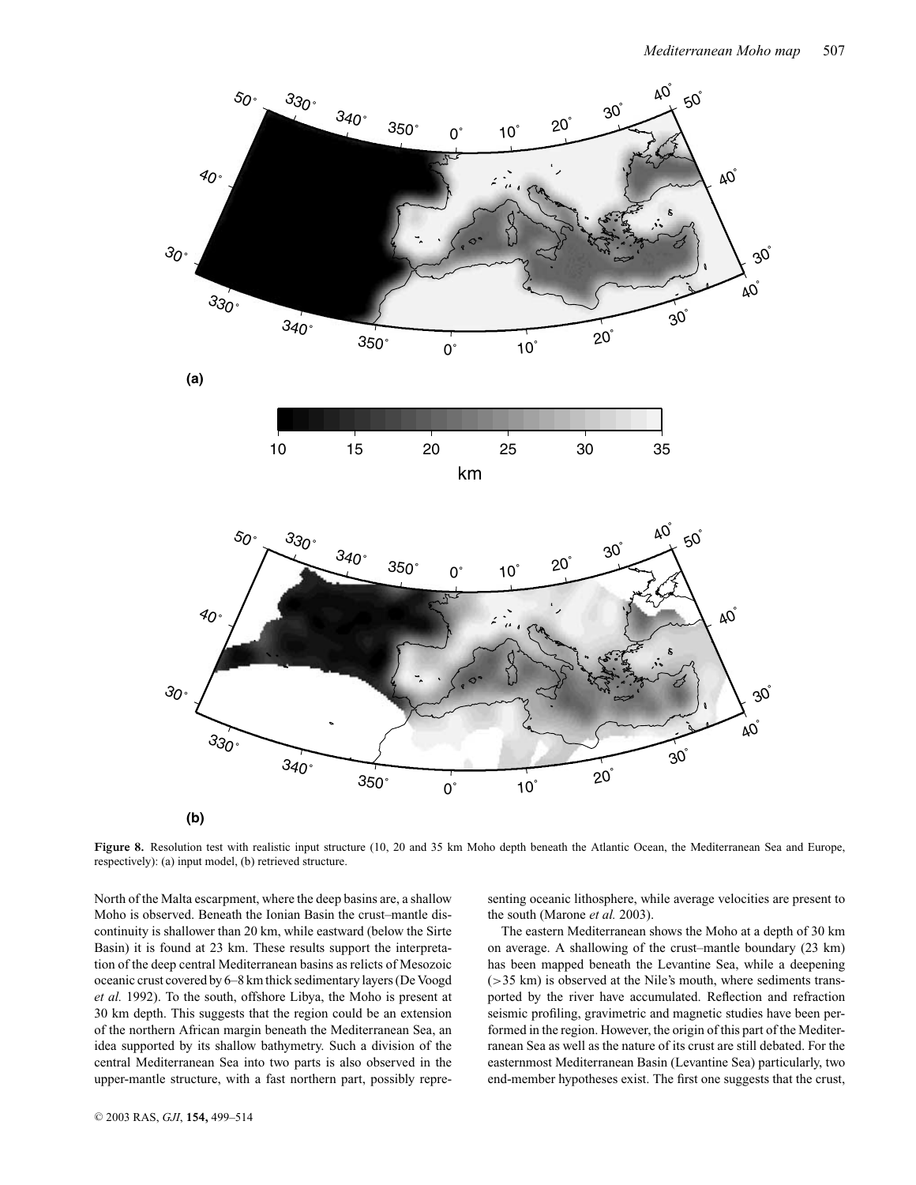**Figure 8.** Resolution test with realistic input structure (10, 20 and 35 km Moho depth beneath the Atlantic Ocean, the Mediterranean Sea and Europe, respectively): (a) input model, (b) retrieved structure.

North of the Malta escarpment, where the deep basins are, a shallow Moho is observed. Beneath the Ionian Basin the crust–mantle discontinuity is shallower than 20 km, while eastward (below the Sirte Basin) it is found at 23 km. These results support the interpretation of the deep central Mediterranean basins as relicts of Mesozoic oceanic crust covered by 6–8 km thick sedimentary layers (De Voogd *et al.* 1992). To the south, offshore Libya, the Moho is present at 30 km depth. This suggests that the region could be an extension of the northern African margin beneath the Mediterranean Sea, an idea supported by its shallow bathymetry. Such a division of the central Mediterranean Sea into two parts is also observed in the upper-mantle structure, with a fast northern part, possibly representing oceanic lithosphere, while average velocities are present to the south (Marone *et al.* 2003).

The eastern Mediterranean shows the Moho at a depth of 30 km on average. A shallowing of the crust–mantle boundary (23 km) has been mapped beneath the Levantine Sea, while a deepening (>35 km) is observed at the Nile's mouth, where sediments transported by the river have accumulated. Reflection and refraction seismic profiling, gravimetric and magnetic studies have been performed in the region. However, the origin of this part of the Mediterranean Sea as well as the nature of its crust are still debated. For the easternmost Mediterranean Basin (Levantine Sea) particularly, two end-member hypotheses exist. The first one suggests that the crust,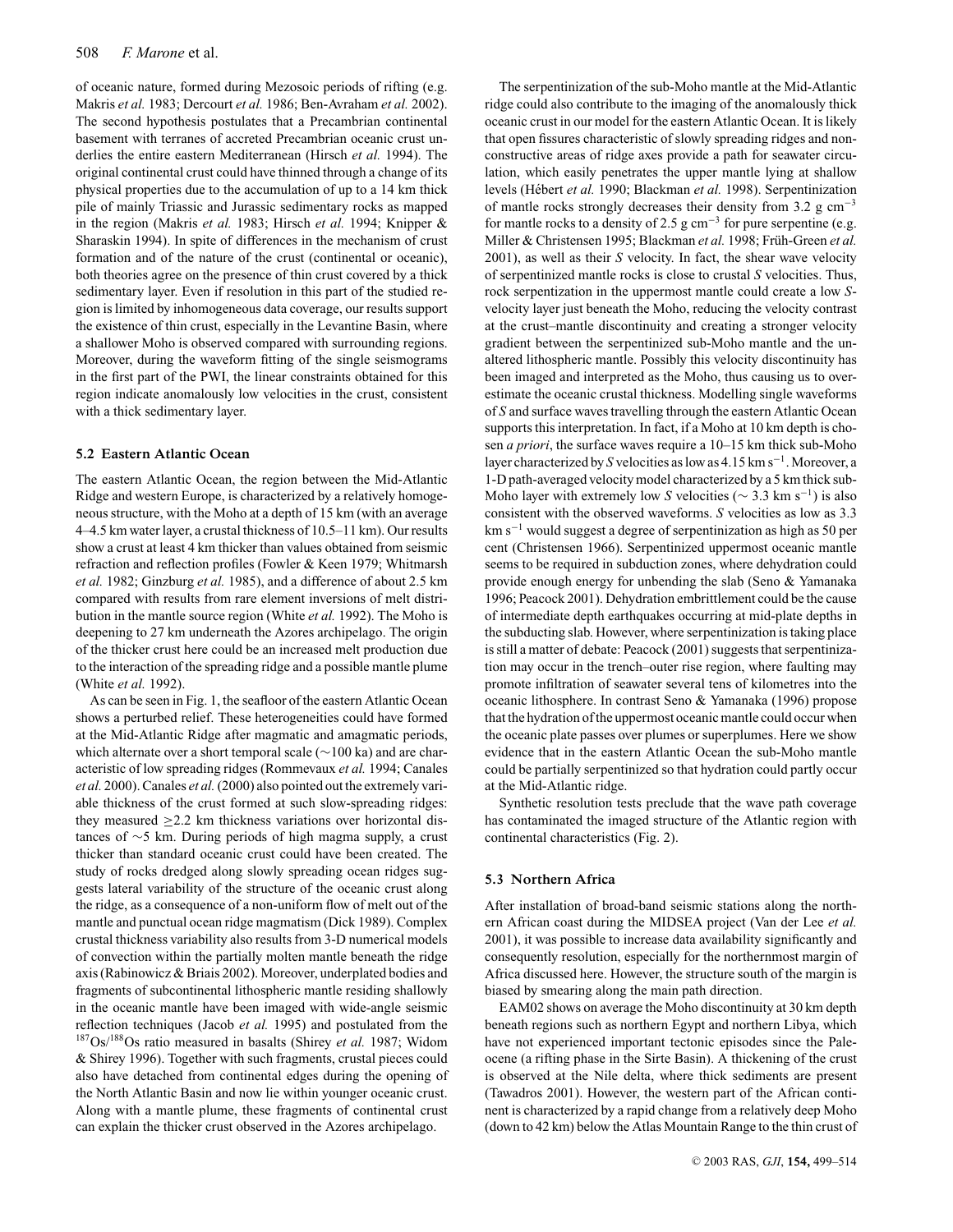of oceanic nature, formed during Mezosoic periods of rifting (e.g. Makris *et al.* 1983; Dercourt *et al.* 1986; Ben-Avraham *et al.* 2002). The second hypothesis postulates that a Precambrian continental basement with terranes of accreted Precambrian oceanic crust underlies the entire eastern Mediterranean (Hirsch *et al.* 1994). The original continental crust could have thinned through a change of its physical properties due to the accumulation of up to a 14 km thick pile of mainly Triassic and Jurassic sedimentary rocks as mapped in the region (Makris *et al.* 1983; Hirsch *et al.* 1994; Knipper & Sharaskin 1994). In spite of differences in the mechanism of crust formation and of the nature of the crust (continental or oceanic), both theories agree on the presence of thin crust covered by a thick sedimentary layer. Even if resolution in this part of the studied region is limited by inhomogeneous data coverage, our results support the existence of thin crust, especially in the Levantine Basin, where a shallower Moho is observed compared with surrounding regions. Moreover, during the waveform fitting of the single seismograms in the first part of the PWI, the linear constraints obtained for this region indicate anomalously low velocities in the crust, consistent with a thick sedimentary layer.

### 5.2 Eastern Atlantic Ocean

The eastern Atlantic Ocean, the region between the Mid-Atlantic Ridge and western Europe, is characterized by a relatively homogeneous structure, with the Moho at a depth of 15 km (with an average 4–4.5 km water layer, a crustal thickness of 10.5–11 km). Our results show a crust at least 4 km thicker than values obtained from seismic refraction and reflection profiles (Fowler & Keen 1979; Whitmarsh *et al.* 1982; Ginzburg *et al.* 1985), and a difference of about 2.5 km compared with results from rare element inversions of melt distribution in the mantle source region (White *et al.* 1992). The Moho is deepening to 27 km underneath the Azores archipelago. The origin of the thicker crust here could be an increased melt production due to the interaction of the spreading ridge and a possible mantle plume (White *et al.* 1992).

As can be seen in Fig. 1, the seafloor of the eastern Atlantic Ocean shows a perturbed relief. These heterogeneities could have formed at the Mid-Atlantic Ridge after magmatic and amagmatic periods, which alternate over a short temporal scale ($\sim$100 ka) and are characteristic of low spreading ridges (Rommevaux *et al.* 1994; Canales *et al.* 2000). Canales *et al.* (2000) also pointed out the extremely variable thickness of the crust formed at such slow-spreading ridges: they measured $\geq$2.2 km thickness variations over horizontal distances of $\sim$5 km. During periods of high magma supply, a crust thicker than standard oceanic crust could have been created. The study of rocks dredged along slowly spreading ocean ridges suggests lateral variability of the structure of the oceanic crust along the ridge, as a consequence of a non-uniform flow of melt out of the mantle and punctual ocean ridge magmatism (Dick 1989). Complex crustal thickness variability also results from 3-D numerical models of convection within the partially molten mantle beneath the ridge axis (Rabinowicz & Briais 2002). Moreover, underplated bodies and fragments of subcontinental lithospheric mantle residing shallowly in the oceanic mantle have been imaged with wide-angle seismic reflection techniques (Jacob *et al.* 1995) and postulated from the $^{187}$Os/$^{188}$Os ratio measured in basalts (Shirey *et al.* 1987; Widom & Shirey 1996). Together with such fragments, crustal pieces could also have detached from continental edges during the opening of the North Atlantic Basin and now lie within younger oceanic crust. Along with a mantle plume, these fragments of continental crust can explain the thicker crust observed in the Azores archipelago.

The serpentinization of the sub-Moho mantle at the Mid-Atlantic ridge could also contribute to the imaging of the anomalously thick oceanic crust in our model for the eastern Atlantic Ocean. It is likely that open fissures characteristic of slowly spreading ridges and non-constructive areas of ridge axes provide a path for seawater circulation, which easily penetrates the upper mantle lying at shallow levels (Hébert *et al.* 1990; Blackman *et al.* 1998). Serpentinization of mantle rocks strongly decreases their density from 3.2 g cm$^{-3}$ for mantle rocks to a density of 2.5 g cm$^{-3}$ for pure serpentine (e.g. Miller & Christensen 1995; Blackman *et al.* 1998; Früh-Green *et al.* 2001), as well as their *S* velocity. In fact, the shear wave velocity of serpentinized mantle rocks is close to crustal *S* velocities. Thus, rock serpentization in the uppermost mantle could create a low *S*-velocity layer just beneath the Moho, reducing the velocity contrast at the crust–mantle discontinuity and creating a stronger velocity gradient between the serpentinized sub-Moho mantle and the unaltered lithospheric mantle. Possibly this velocity discontinuity has been imaged and interpreted as the Moho, thus causing us to overestimate the oceanic crustal thickness. Modelling single waveforms of *S* and surface waves travelling through the eastern Atlantic Ocean supports this interpretation. In fact, if a Moho at 10 km depth is chosen *a priori*, the surface waves require a 10–15 km thick sub-Moho layer characterized by *S* velocities as low as 4.15 km s$^{-1}$. Moreover, a 1-D path-averaged velocity model characterized by a 5 km thick sub-Moho layer with extremely low *S* velocities ($\sim$ 3.3 km s$^{-1}$) is also consistent with the observed waveforms. *S* velocities as low as 3.3 km s$^{-1}$ would suggest a degree of serpentinization as high as 50 per cent (Christensen 1966). Serpentinized uppermost oceanic mantle seems to be required in subduction zones, where dehydration could provide enough energy for unbending the slab (Seno & Yamanaka 1996; Peacock 2001). Dehydration embrittlement could be the cause of intermediate depth earthquakes occurring at mid-plate depths in the subducting slab. However, where serpentinization is taking place is still a matter of debate: Peacock (2001) suggests that serpentinization may occur in the trench–outer rise region, where faulting may promote infiltration of seawater several tens of kilometres into the oceanic lithosphere. In contrast Seno & Yamanaka (1996) propose that the hydration of the uppermost oceanic mantle could occur when the oceanic plate passes over plumes or superplumes. Here we show evidence that in the eastern Atlantic Ocean the sub-Moho mantle could be partially serpentinized so that hydration could partly occur at the Mid-Atlantic ridge.

Synthetic resolution tests preclude that the wave path coverage has contaminated the imaged structure of the Atlantic region with continental characteristics (Fig. 2).

### 5.3 Northern Africa

After installation of broad-band seismic stations along the northern African coast during the MIDSEA project (Van der Lee *et al.* 2001), it was possible to increase data availability significantly and consequently resolution, especially for the northernmost margin of Africa discussed here. However, the structure south of the margin is biased by smearing along the main path direction.

EAM02 shows on average the Moho discontinuity at 30 km depth beneath regions such as northern Egypt and northern Libya, which have not experienced important tectonic episodes since the Paleocene (a rifting phase in the Sirte Basin). A thickening of the crust is observed at the Nile delta, where thick sediments are present (Tawadros 2001). However, the western part of the African continent is characterized by a rapid change from a relatively deep Moho (down to 42 km) below the Atlas Mountain Range to the thin crust of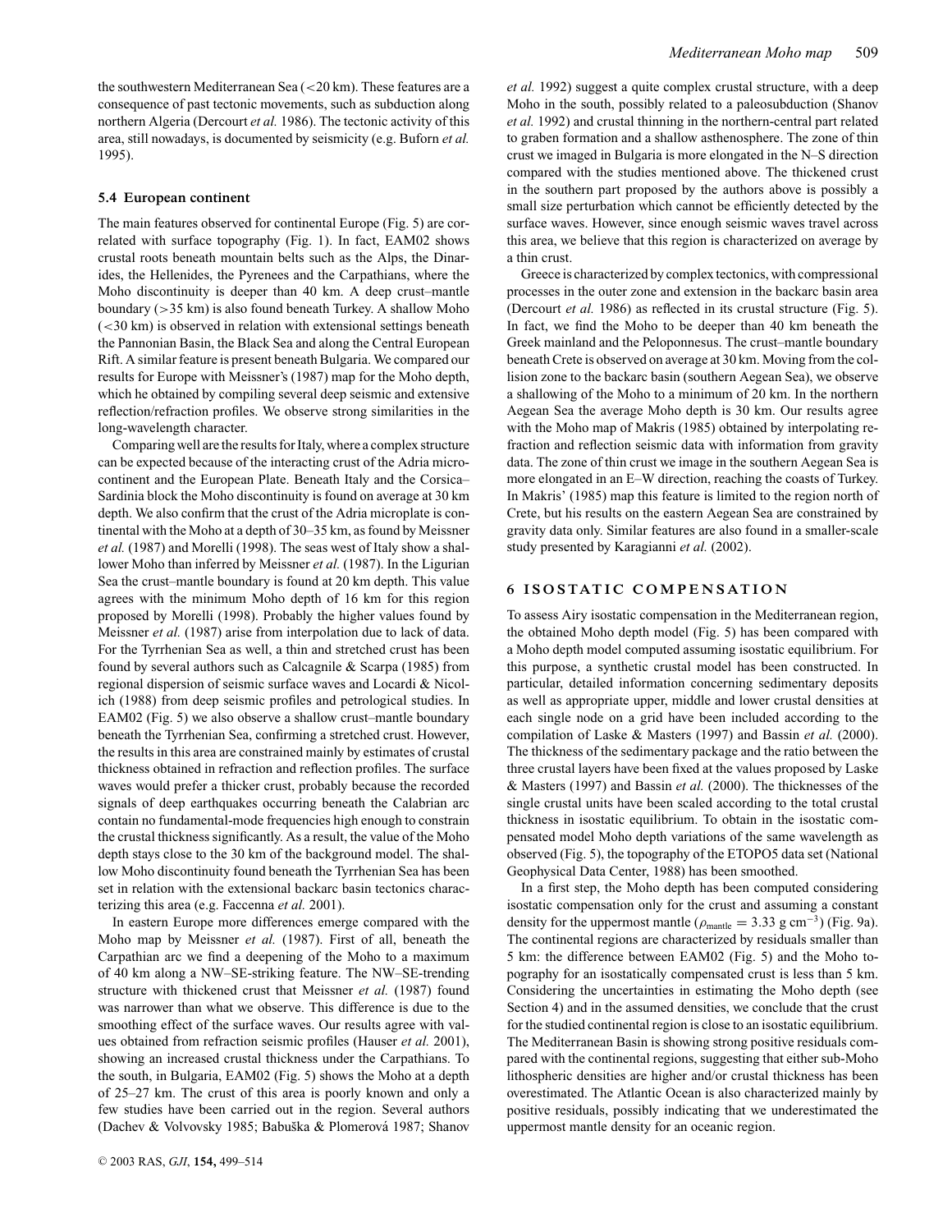the southwestern Mediterranean Sea (<20 km). These features are a consequence of past tectonic movements, such as subduction along northern Algeria (Dercourt *et al.* 1986). The tectonic activity of this area, still nowadays, is documented by seismicity (e.g. Buforn *et al.* 1995).

### 5.4 European continent

The main features observed for continental Europe (Fig. 5) are correlated with surface topography (Fig. 1). In fact, EAM02 shows crustal roots beneath mountain belts such as the Alps, the Dinarides, the Hellenides, the Pyrenees and the Carpathians, where the Moho discontinuity is deeper than 40 km. A deep crust–mantle boundary (>35 km) is also found beneath Turkey. A shallow Moho (<30 km) is observed in relation with extensional settings beneath the Pannonian Basin, the Black Sea and along the Central European Rift. A similar feature is present beneath Bulgaria. We compared our results for Europe with Meissner's (1987) map for the Moho depth, which he obtained by compiling several deep seismic and extensive reflection/refraction profiles. We observe strong similarities in the long-wavelength character.

Comparing well are the results for Italy, where a complex structure can be expected because of the interacting crust of the Adria microcontinent and the European Plate. Beneath Italy and the Corsica–Sardinia block the Moho discontinuity is found on average at 30 km depth. We also confirm that the crust of the Adria microplate is continental with the Moho at a depth of 30–35 km, as found by Meissner *et al.* (1987) and Morelli (1998). The seas west of Italy show a shallower Moho than inferred by Meissner *et al.* (1987). In the Ligurian Sea the crust–mantle boundary is found at 20 km depth. This value agrees with the minimum Moho depth of 16 km for this region proposed by Morelli (1998). Probably the higher values found by Meissner *et al.* (1987) arise from interpolation due to lack of data. For the Tyrrhenian Sea as well, a thin and stretched crust has been found by several authors such as Calcagnile & Scarpa (1985) from regional dispersion of seismic surface waves and Locardi & Nicolich (1988) from deep seismic profiles and petrological studies. In EAM02 (Fig. 5) we also observe a shallow crust–mantle boundary beneath the Tyrrhenian Sea, confirming a stretched crust. However, the results in this area are constrained mainly by estimates of crustal thickness obtained in refraction and reflection profiles. The surface waves would prefer a thicker crust, probably because the recorded signals of deep earthquakes occurring beneath the Calabrian arc contain no fundamental-mode frequencies high enough to constrain the crustal thickness significantly. As a result, the value of the Moho depth stays close to the 30 km of the background model. The shallow Moho discontinuity found beneath the Tyrrhenian Sea has been set in relation with the extensional backarc basin tectonics characterizing this area (e.g. Faccenna *et al.* 2001).

In eastern Europe more differences emerge compared with the Moho map by Meissner *et al.* (1987). First of all, beneath the Carpathian arc we find a deepening of the Moho to a maximum of 40 km along a NW–SE-striking feature. The NW–SE-trending structure with thickened crust that Meissner *et al.* (1987) found was narrower than what we observe. This difference is due to the smoothing effect of the surface waves. Our results agree with values obtained from refraction seismic profiles (Hauser *et al.* 2001), showing an increased crustal thickness under the Carpathians. To the south, in Bulgaria, EAM02 (Fig. 5) shows the Moho at a depth of 25–27 km. The crust of this area is poorly known and only a few studies have been carried out in the region. Several authors (Dachev & Volvovsky 1985; Babuška & Plomerová 1987; Shanov *et al.* 1992) suggest a quite complex crustal structure, with a deep Moho in the south, possibly related to a paleosubduction (Shanov *et al.* 1992) and crustal thinning in the northern-central part related to graben formation and a shallow asthenosphere. The zone of thin crust we imaged in Bulgaria is more elongated in the N–S direction compared with the studies mentioned above. The thickened crust in the southern part proposed by the authors above is possibly a small size perturbation which cannot be efficiently detected by the surface waves. However, since enough seismic waves travel across this area, we believe that this region is characterized on average by a thin crust.

Greece is characterized by complex tectonics, with compressional processes in the outer zone and extension in the backarc basin area (Dercourt *et al.* 1986) as reflected in its crustal structure (Fig. 5). In fact, we find the Moho to be deeper than 40 km beneath the Greek mainland and the Peloponnesus. The crust–mantle boundary beneath Crete is observed on average at 30 km. Moving from the collision zone to the backarc basin (southern Aegean Sea), we observe a shallowing of the Moho to a minimum of 20 km. In the northern Aegean Sea the average Moho depth is 30 km. Our results agree with the Moho map of Makris (1985) obtained by interpolating refraction and reflection seismic data with information from gravity data. The zone of thin crust we image in the southern Aegean Sea is more elongated in an E–W direction, reaching the coasts of Turkey. In Makris' (1985) map this feature is limited to the region north of Crete, but his results on the eastern Aegean Sea are constrained by gravity data only. Similar features are also found in a smaller-scale study presented by Karagianni *et al.* (2002).

## 6 ISOSTATIC COMPENSATION

To assess Airy isostatic compensation in the Mediterranean region, the obtained Moho depth model (Fig. 5) has been compared with a Moho depth model computed assuming isostatic equilibrium. For this purpose, a synthetic crustal model has been constructed. In particular, detailed information concerning sedimentary deposits as well as appropriate upper, middle and lower crustal densities at each single node on a grid have been included according to the compilation of Laske & Masters (1997) and Bassin *et al.* (2000). The thickness of the sedimentary package and the ratio between the three crustal layers have been fixed at the values proposed by Laske & Masters (1997) and Bassin *et al.* (2000). The thicknesses of the single crustal units have been scaled according to the total crustal thickness in isostatic equilibrium. To obtain in the isostatic compensated model Moho depth variations of the same wavelength as observed (Fig. 5), the topography of the ETOPO5 data set (National Geophysical Data Center, 1988) has been smoothed.

In a first step, the Moho depth has been computed considering isostatic compensation only for the crust and assuming a constant density for the uppermost mantle ($\rho_{\mathrm{mantle}} = 3.33$ g cm$^{-3}$) (Fig. 9a). The continental regions are characterized by residuals smaller than 5 km: the difference between EAM02 (Fig. 5) and the Moho topography for an isostatically compensated crust is less than 5 km. Considering the uncertainties in estimating the Moho depth (see Section 4) and in the assumed densities, we conclude that the crust for the studied continental region is close to an isostatic equilibrium. The Mediterranean Basin is showing strong positive residuals compared with the continental regions, suggesting that either sub-Moho lithospheric densities are higher and/or crustal thickness has been overestimated. The Atlantic Ocean is also characterized mainly by positive residuals, possibly indicating that we underestimated the uppermost mantle density for an oceanic region.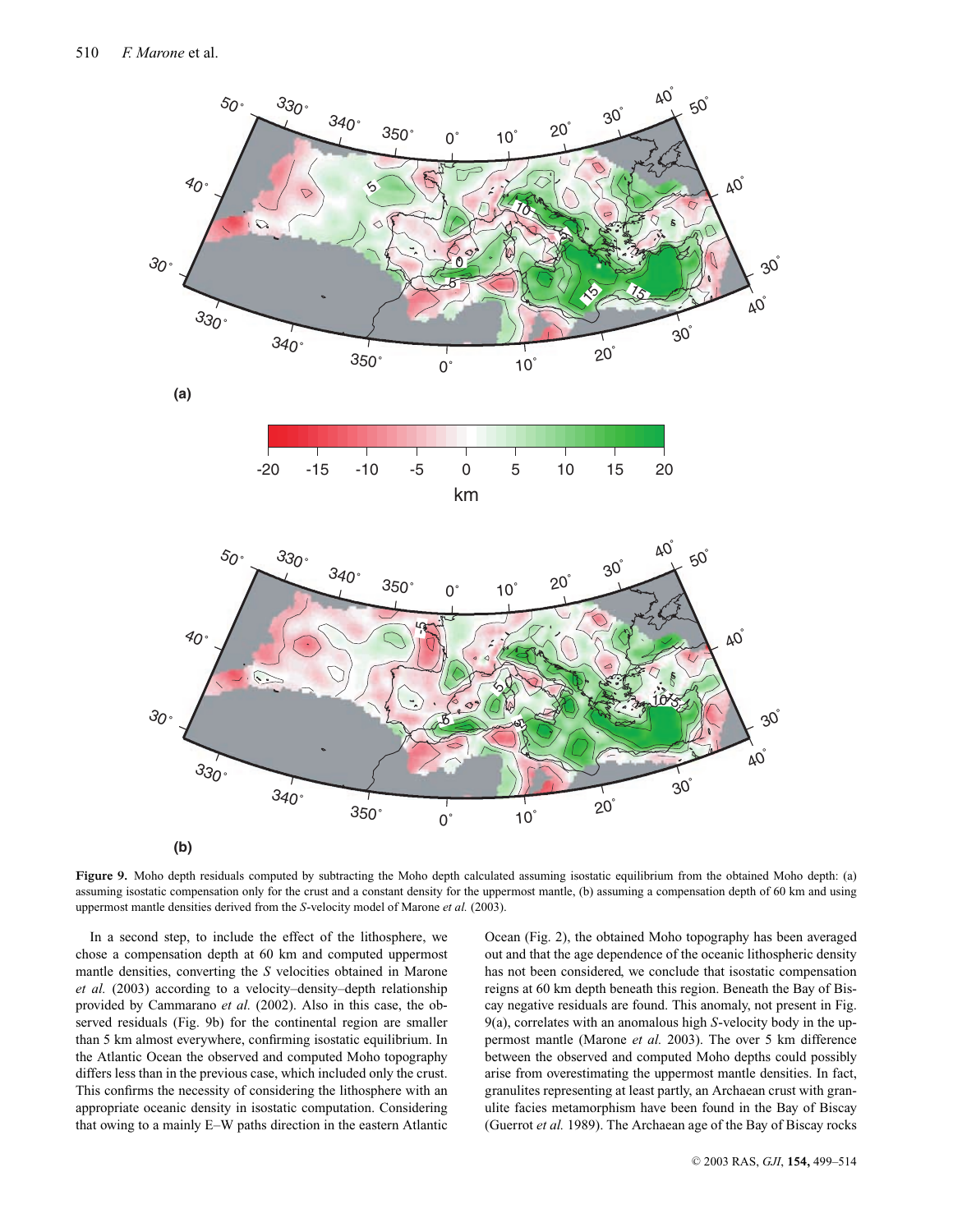**Figure 9.** Moho depth residuals computed by subtracting the Moho depth calculated assuming isostatic equilibrium from the obtained Moho depth: (a) assuming isostatic compensation only for the crust and a constant density for the uppermost mantle, (b) assuming a compensation depth of 60 km and using uppermost mantle densities derived from the *S*-velocity model of Marone *et al.* (2003).

In a second step, to include the effect of the lithosphere, we chose a compensation depth at 60 km and computed uppermost mantle densities, converting the *S* velocities obtained in Marone *et al.* (2003) according to a velocity–density–depth relationship provided by Cammarano *et al.* (2002). Also in this case, the observed residuals (Fig. 9b) for the continental region are smaller than 5 km almost everywhere, confirming isostatic equilibrium. In the Atlantic Ocean the observed and computed Moho topography differs less than in the previous case, which included only the crust. This confirms the necessity of considering the lithosphere with an appropriate oceanic density in isostatic computation. Considering that owing to a mainly E–W paths direction in the eastern Atlantic Ocean (Fig. 2), the obtained Moho topography has been averaged out and that the age dependence of the oceanic lithospheric density has not been considered, we conclude that isostatic compensation reigns at 60 km depth beneath this region. Beneath the Bay of Biscay negative residuals are found. This anomaly, not present in Fig. 9(a), correlates with an anomalous high *S*-velocity body in the uppermost mantle (Marone *et al.* 2003). The over 5 km difference between the observed and computed Moho depths could possibly arise from overestimating the uppermost mantle densities. In fact, granulites representing at least partly, an Archaean crust with granulite facies metamorphism have been found in the Bay of Biscay (Guerrot *et al.* 1989). The Archaean age of the Bay of Biscay rocks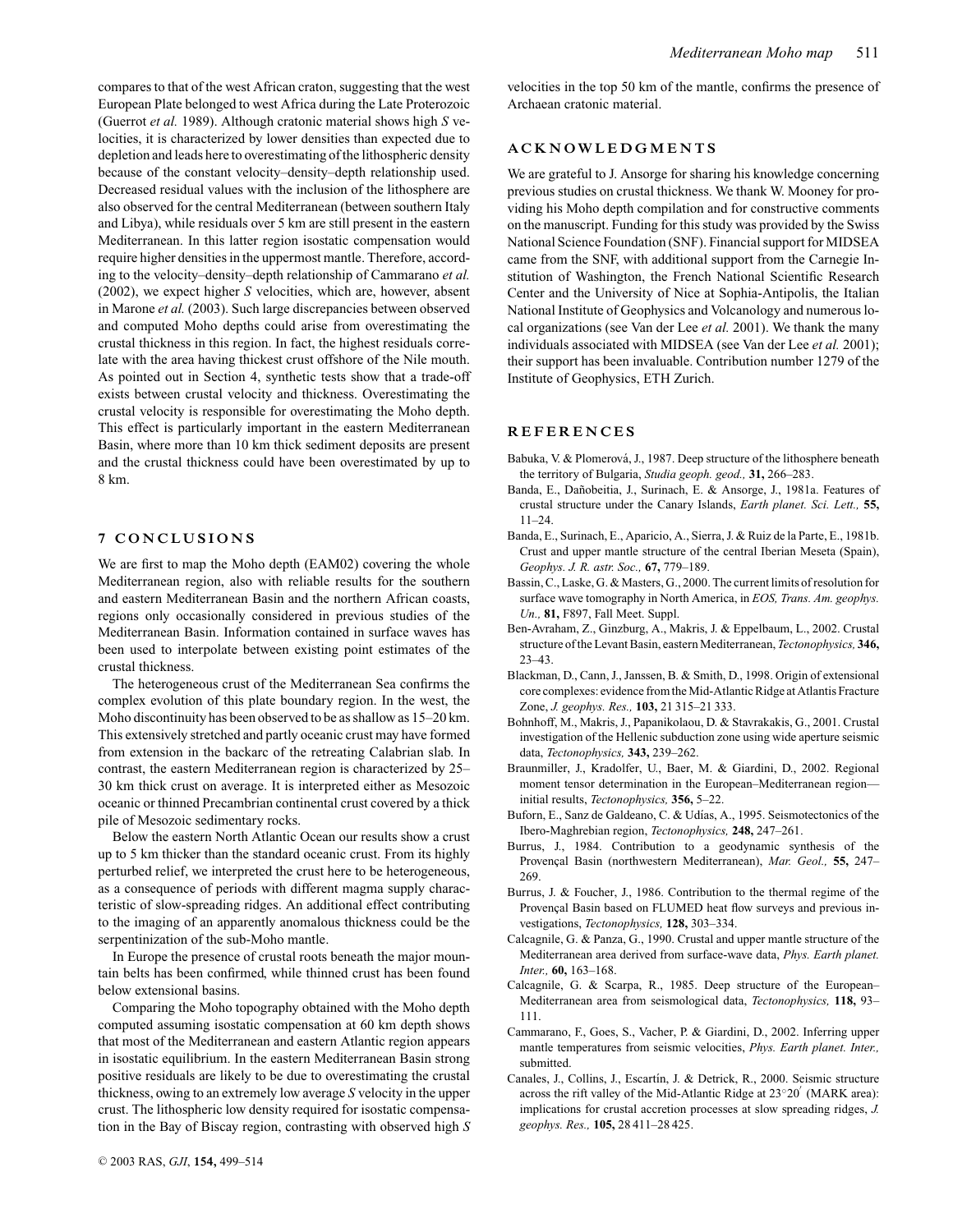compares to that of the west African craton, suggesting that the west European Plate belonged to west Africa during the Late Proterozoic (Guerrot *et al.* 1989). Although cratonic material shows high *S* velocities, it is characterized by lower densities than expected due to depletion and leads here to overestimating of the lithospheric density because of the constant velocity–density–depth relationship used. Decreased residual values with the inclusion of the lithosphere are also observed for the central Mediterranean (between southern Italy and Libya), while residuals over 5 km are still present in the eastern Mediterranean. In this latter region isostatic compensation would require higher densities in the uppermost mantle. Therefore, according to the velocity–density–depth relationship of Cammarano *et al.* (2002), we expect higher *S* velocities, which are, however, absent in Marone *et al.* (2003). Such large discrepancies between observed and computed Moho depths could arise from overestimating the crustal thickness in this region. In fact, the highest residuals correlate with the area having thickest crust offshore of the Nile mouth. As pointed out in Section 4, synthetic tests show that a trade-off exists between crustal velocity and thickness. Overestimating the crustal velocity is responsible for overestimating the Moho depth. This effect is particularly important in the eastern Mediterranean Basin, where more than 10 km thick sediment deposits are present and the crustal thickness could have been overestimated by up to 8 km.

## 7 CONCLUSIONS

We are first to map the Moho depth (EAM02) covering the whole Mediterranean region, also with reliable results for the southern and eastern Mediterranean Basin and the northern African coasts, regions only occasionally considered in previous studies of the Mediterranean Basin. Information contained in surface waves has been used to interpolate between existing point estimates of the crustal thickness.

The heterogeneous crust of the Mediterranean Sea confirms the complex evolution of this plate boundary region. In the west, the Moho discontinuity has been observed to be as shallow as 15–20 km. This extensively stretched and partly oceanic crust may have formed from extension in the backarc of the retreating Calabrian slab. In contrast, the eastern Mediterranean region is characterized by 25–30 km thick crust on average. It is interpreted either as Mesozoic oceanic or thinned Precambrian continental crust covered by a thick pile of Mesozoic sedimentary rocks.

Below the eastern North Atlantic Ocean our results show a crust up to 5 km thicker than the standard oceanic crust. From its highly perturbed relief, we interpreted the crust here to be heterogeneous, as a consequence of periods with different magma supply characteristic of slow-spreading ridges. An additional effect contributing to the imaging of an apparently anomalous thickness could be the serpentinization of the sub-Moho mantle.

In Europe the presence of crustal roots beneath the major mountain belts has been confirmed, while thinned crust has been found below extensional basins.

Comparing the Moho topography obtained with the Moho depth computed assuming isostatic compensation at 60 km depth shows that most of the Mediterranean and eastern Atlantic region appears in isostatic equilibrium. In the eastern Mediterranean Basin strong positive residuals are likely to be due to overestimating the crustal thickness, owing to an extremely low average *S* velocity in the upper crust. The lithospheric low density required for isostatic compensation in the Bay of Biscay region, contrasting with observed high *S* velocities in the top 50 km of the mantle, confirms the presence of Archaean cratonic material.

## ACKNOWLEDGMENTS

We are grateful to J. Ansorge for sharing his knowledge concerning previous studies on crustal thickness. We thank W. Mooney for providing his Moho depth compilation and for constructive comments on the manuscript. Funding for this study was provided by the Swiss National Science Foundation (SNF). Financial support for MIDSEA came from the SNF, with additional support from the Carnegie Institution of Washington, the French National Scientific Research Center and the University of Nice at Sophia-Antipolis, the Italian National Institute of Geophysics and Volcanology and numerous local organizations (see Van der Lee *et al.* 2001). We thank the many individuals associated with MIDSEA (see Van der Lee *et al.* 2001); their support has been invaluable. Contribution number 1279 of the Institute of Geophysics, ETH Zurich.

## REFERENCES

Babuka, V. & Plomerová, J., 1987. Deep structure of the lithosphere beneath the territory of Bulgaria, *Studia geoph. geod.,* **31,** 266–283.

Banda, E., Dañobeitia, J., Surinach, E. & Ansorge, J., 1981a. Features of crustal structure under the Canary Islands, *Earth planet. Sci. Lett.,* **55,** 11–24.

Banda, E., Surinach, E., Aparicio, A., Sierra, J. & Ruiz de la Parte, E., 1981b. Crust and upper mantle structure of the central Iberian Meseta (Spain), *Geophys. J. R. astr. Soc.,* **67,** 779–189.

Bassin, C., Laske, G. & Masters, G., 2000. The current limits of resolution for surface wave tomography in North America, in *EOS, Trans. Am. geophys. Un.,* **81,** F897, Fall Meet. Suppl.

Ben-Avraham, Z., Ginzburg, A., Makris, J. & Eppelbaum, L., 2002. Crustal structure of the Levant Basin, eastern Mediterranean, *Tectonophysics,* **346,** 23–43.

Blackman, D., Cann, J., Janssen, B. & Smith, D., 1998. Origin of extensional core complexes: evidence from the Mid-Atlantic Ridge at Atlantis Fracture Zone, *J. geophys. Res.,* **103,** 21 315–21 333.

Bohnhoff, M., Makris, J., Papanikolaou, D. & Stavrakakis, G., 2001. Crustal investigation of the Hellenic subduction zone using wide aperture seismic data, *Tectonophysics,* **343,** 239–262.

Braunmiller, J., Kradolfer, U., Baer, M. & Giardini, D., 2002. Regional moment tensor determination in the European–Mediterranean region—initial results, *Tectonophysics,* **356,** 5–22.

Buforn, E., Sanz de Galdeano, C. & Udías, A., 1995. Seismotectonics of the Ibero-Maghrebian region, *Tectonophysics,* **248,** 247–261.

Burrus, J., 1984. Contribution to a geodynamic synthesis of the Provençal Basin (northwestern Mediterranean), *Mar. Geol.,* **55,** 247–269.

Burrus, J. & Foucher, J., 1986. Contribution to the thermal regime of the Provençal Basin based on FLUMED heat flow surveys and previous investigations, *Tectonophysics,* **128,** 303–334.

Calcagnile, G. & Panza, G., 1990. Crustal and upper mantle structure of the Mediterranean area derived from surface-wave data, *Phys. Earth planet. Inter.,* **60,** 163–168.

Calcagnile, G. & Scarpa, R., 1985. Deep structure of the European–Mediterranean area from seismological data, *Tectonophysics,* **118,** 93–111.

Cammarano, F., Goes, S., Vacher, P. & Giardini, D., 2002. Inferring upper mantle temperatures from seismic velocities, *Phys. Earth planet. Inter.,* submitted.

Canales, J., Collins, J., Escartín, J. & Detrick, R., 2000. Seismic structure across the rift valley of the Mid-Atlantic Ridge at 23°20′ (MARK area): implications for crustal accretion processes at slow spreading ridges, *J. geophys. Res.,* **105,** 28 411–28 425.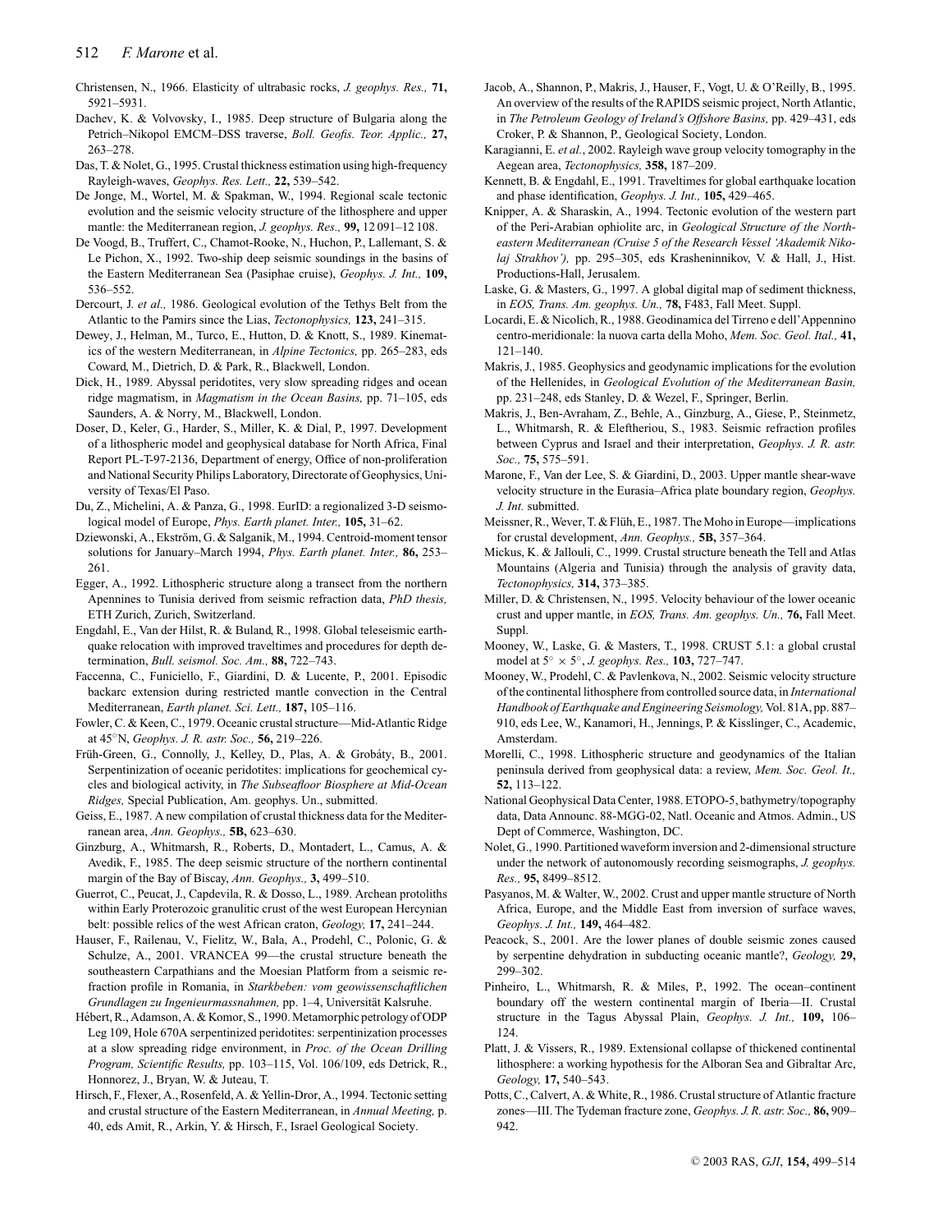Christensen, N., 1966. Elasticity of ultrabasic rocks, *J. geophys. Res.,* **71,** 5921–5931.

Dachev, K. & Volvovsky, I., 1985. Deep structure of Bulgaria along the Petrich–Nikopol EMCM–DSS traverse, *Boll. Geofis. Teor. Applic.,* **27,** 263–278.

Das, T. & Nolet, G., 1995. Crustal thickness estimation using high-frequency Rayleigh-waves, *Geophys. Res. Lett.,* **22,** 539–542.

De Jonge, M., Wortel, M. & Spakman, W., 1994. Regional scale tectonic evolution and the seismic velocity structure of the lithosphere and upper mantle: the Mediterranean region, *J. geophys. Res.,* **99,** 12 091–12 108.

De Voogd, B., Truffert, C., Chamot-Rooke, N., Huchon, P., Lallemant, S. & Le Pichon, X., 1992. Two-ship deep seismic soundings in the basins of the Eastern Mediterranean Sea (Pasiphae cruise), *Geophys. J. Int.,* **109,** 536–552.

Dercourt, J. *et al.,* 1986. Geological evolution of the Tethys Belt from the Atlantic to the Pamirs since the Lias, *Tectonophysics,* **123,** 241–315.

Dewey, J., Helman, M., Turco, E., Hutton, D. & Knott, S., 1989. Kinematics of the western Mediterranean, in *Alpine Tectonics,* pp. 265–283, eds Coward, M., Dietrich, D. & Park, R., Blackwell, London.

Dick, H., 1989. Abyssal peridotites, very slow spreading ridges and ocean ridge magmatism, in *Magmatism in the Ocean Basins,* pp. 71–105, eds Saunders, A. & Norry, M., Blackwell, London.

Doser, D., Keler, G., Harder, S., Miller, K. & Dial, P., 1997. Development of a lithospheric model and geophysical database for North Africa, Final Report PL-T-97-2136, Department of energy, Office of non-proliferation and National Security Philips Laboratory, Directorate of Geophysics, University of Texas/El Paso.

Du, Z., Michelini, A. & Panza, G., 1998. EurID: a regionalized 3-D seismological model of Europe, *Phys. Earth planet. Inter.,* **105,** 31–62.

Dziewonski, A., Ekström, G. & Salganik, M., 1994. Centroid-moment tensor solutions for January–March 1994, *Phys. Earth planet. Inter.,* **86,** 253–261.

Egger, A., 1992. Lithospheric structure along a transect from the northern Apennines to Tunisia derived from seismic refraction data, *PhD thesis,* ETH Zurich, Zurich, Switzerland.

Engdahl, E., Van der Hilst, R. & Buland, R., 1998. Global teleseismic earthquake relocation with improved traveltimes and procedures for depth determination, *Bull. seismol. Soc. Am.,* **88,** 722–743.

Faccenna, C., Funiciello, F., Giardini, D. & Lucente, P., 2001. Episodic backarc extension during restricted mantle convection in the Central Mediterranean, *Earth planet. Sci. Lett.,* **187,** 105–116.

Fowler, C. & Keen, C., 1979. Oceanic crustal structure—Mid-Atlantic Ridge at 45°N, *Geophys. J. R. astr. Soc.,* **56,** 219–226.

Früh-Green, G., Connolly, J., Kelley, D., Plas, A. & Grobáty, B., 2001. Serpentinization of oceanic peridotites: implications for geochemical cycles and biological activity, in *The Subseafloor Biosphere at Mid-Ocean Ridges,* Special Publication, Am. geophys. Un., submitted.

Geiss, E., 1987. A new compilation of crustal thickness data for the Mediterranean area, *Ann. Geophys.,* **5B,** 623–630.

Ginzburg, A., Whitmarsh, R., Roberts, D., Montadert, L., Camus, A. & Avedik, F., 1985. The deep seismic structure of the northern continental margin of the Bay of Biscay, *Ann. Geophys.,* **3,** 499–510.

Guerrot, C., Peucat, J., Capdevila, R. & Dosso, L., 1989. Archean protoliths within Early Proterozoic granulitic crust of the west European Hercynian belt: possible relics of the west African craton, *Geology,* **17,** 241–244.

Hauser, F., Railenau, V., Fielitz, W., Bala, A., Prodehl, C., Polonic, G. & Schulze, A., 2001. VRANCEA 99—the crustal structure beneath the southeastern Carpathians and the Moesian Platform from a seismic refraction profile in Romania, in *Starkbeben: vom geowissenschaftlichen Grundlagen zu Ingenieurmassnahmen,* pp. 1–4, Universität Kalsruhe.

Hébert, R., Adamson, A. & Komor, S., 1990. Metamorphic petrology of ODP Leg 109, Hole 670A serpentinized peridotites: serpentinization processes at a slow spreading ridge environment, in *Proc. of the Ocean Drilling Program, Scientific Results,* pp. 103–115, Vol. 106/109, eds Detrick, R., Honnorez, J., Bryan, W. & Juteau, T.

Hirsch, F., Flexer, A., Rosenfeld, A. & Yellin-Dror, A., 1994. Tectonic setting and crustal structure of the Eastern Mediterranean, in *Annual Meeting,* p. 40, eds Amit, R., Arkin, Y. & Hirsch, F., Israel Geological Society.

Jacob, A., Shannon, P., Makris, J., Hauser, F., Vogt, U. & O'Reilly, B., 1995. An overview of the results of the RAPIDS seismic project, North Atlantic, in *The Petroleum Geology of Ireland's Offshore Basins,* pp. 429–431, eds Croker, P. & Shannon, P., Geological Society, London.

Karagianni, E. *et al.*, 2002. Rayleigh wave group velocity tomography in the Aegean area, *Tectonophysics,* **358,** 187–209.

Kennett, B. & Engdahl, E., 1991. Traveltimes for global earthquake location and phase identification, *Geophys. J. Int.,* **105,** 429–465.

Knipper, A. & Sharaskin, A., 1994. Tectonic evolution of the western part of the Peri-Arabian ophiolite arc, in *Geological Structure of the North-eastern Mediterranean (Cruise 5 of the Research Vessel 'Akademik Nikolaj Strakhov'),* pp. 295–305, eds Krasheninnikov, V. & Hall, J., Hist. Productions-Hall, Jerusalem.

Laske, G. & Masters, G., 1997. A global digital map of sediment thickness, in *EOS, Trans. Am. geophys. Un.,* **78,** F483, Fall Meet. Suppl.

Locardi, E. & Nicolich, R., 1988. Geodinamica del Tirreno e dell'Appennino centro-meridionale: la nuova carta della Moho, *Mem. Soc. Geol. Ital.,* **41,** 121–140.

Makris, J., 1985. Geophysics and geodynamic implications for the evolution of the Hellenides, in *Geological Evolution of the Mediterranean Basin,* pp. 231–248, eds Stanley, D. & Wezel, F., Springer, Berlin.

Makris, J., Ben-Avraham, Z., Behle, A., Ginzburg, A., Giese, P., Steinmetz, L., Whitmarsh, R. & Eleftheriou, S., 1983. Seismic refraction profiles between Cyprus and Israel and their interpretation, *Geophys. J. R. astr. Soc.,* **75,** 575–591.

Marone, F., Van der Lee, S. & Giardini, D., 2003. Upper mantle shear-wave velocity structure in the Eurasia–Africa plate boundary region, *Geophys. J. Int.* submitted.

Meissner, R., Wever, T. & Flüh, E., 1987. The Moho in Europe—implications for crustal development, *Ann. Geophys.,* **5B,** 357–364.

Mickus, K. & Jallouli, C., 1999. Crustal structure beneath the Tell and Atlas Mountains (Algeria and Tunisia) through the analysis of gravity data, *Tectonophysics,* **314,** 373–385.

Miller, D. & Christensen, N., 1995. Velocity behaviour of the lower oceanic crust and upper mantle, in *EOS, Trans. Am. geophys. Un.,* **76,** Fall Meet. Suppl.

Mooney, W., Laske, G. & Masters, T., 1998. CRUST 5.1: a global crustal model at 5° × 5°, *J. geophys. Res.,* **103,** 727–747.

Mooney, W., Prodehl, C. & Pavlenkova, N., 2002. Seismic velocity structure of the continental lithosphere from controlled source data, in *International Handbook of Earthquake and Engineering Seismology,* Vol. 81A, pp. 887–910, eds Lee, W., Kanamori, H., Jennings, P. & Kisslinger, C., Academic, Amsterdam.

Morelli, C., 1998. Lithospheric structure and geodynamics of the Italian peninsula derived from geophysical data: a review, *Mem. Soc. Geol. It.,* **52,** 113–122.

National Geophysical Data Center, 1988. ETOPO-5, bathymetry/topography data, Data Announc. 88-MGG-02, Natl. Oceanic and Atmos. Admin., US Dept of Commerce, Washington, DC.

Nolet, G., 1990. Partitioned waveform inversion and 2-dimensional structure under the network of autonomously recording seismographs, *J. geophys. Res.,* **95,** 8499–8512.

Pasyanos, M. & Walter, W., 2002. Crust and upper mantle structure of North Africa, Europe, and the Middle East from inversion of surface waves, *Geophys. J. Int.,* **149,** 464–482.

Peacock, S., 2001. Are the lower planes of double seismic zones caused by serpentine dehydration in subducting oceanic mantle?, *Geology,* **29,** 299–302.

Pinheiro, L., Whitmarsh, R. & Miles, P., 1992. The ocean–continent boundary off the western continental margin of Iberia—II. Crustal structure in the Tagus Abyssal Plain, *Geophys. J. Int.,* **109,** 106–124.

Platt, J. & Vissers, R., 1989. Extensional collapse of thickened continental lithosphere: a working hypothesis for the Alboran Sea and Gibraltar Arc, *Geology,* **17,** 540–543.

Potts, C., Calvert, A. & White, R., 1986. Crustal structure of Atlantic fracture zones—III. The Tydeman fracture zone, *Geophys. J. R. astr. Soc.,* **86,** 909–942.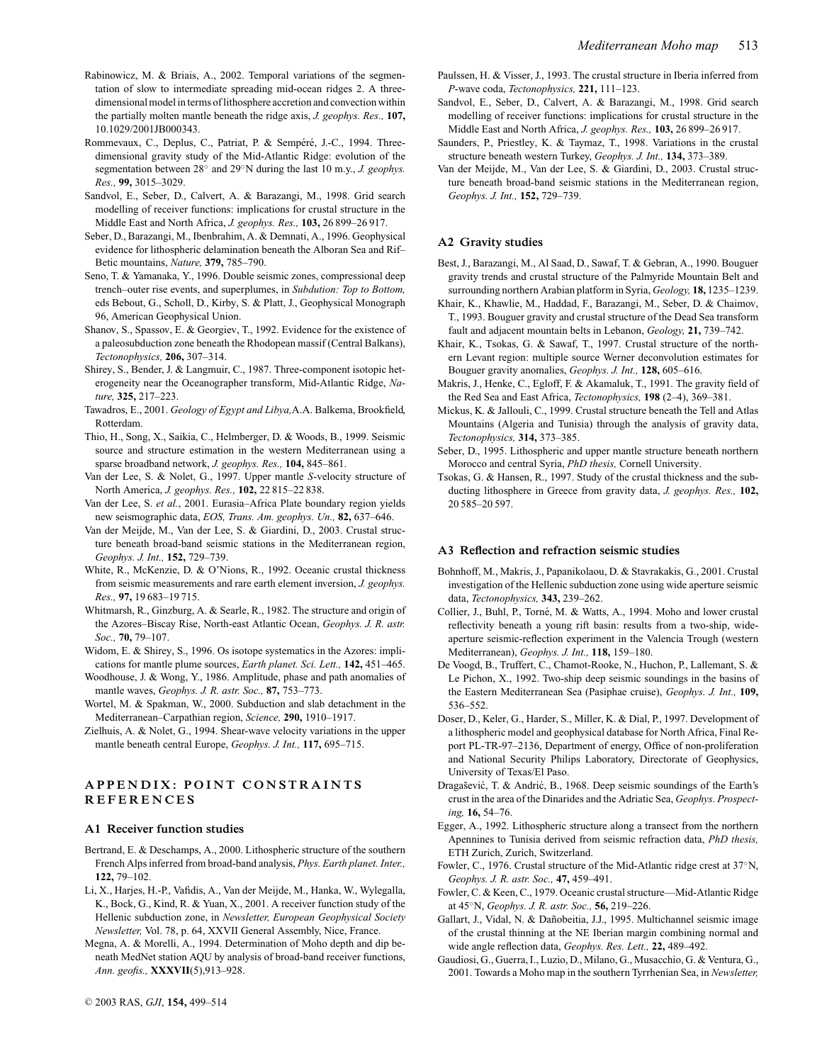Rabinowicz, M. & Briais, A., 2002. Temporal variations of the segmentation of slow to intermediate spreading mid-ocean ridges 2. A three-dimensional model in terms of lithosphere accretion and convection within the partially molten mantle beneath the ridge axis, *J. geophys. Res.,* **107,** 10.1029/2001JB000343.

Rommevaux, C., Deplus, C., Patriat, P. & Sempéré, J.-C., 1994. Three-dimensional gravity study of the Mid-Atlantic Ridge: evolution of the segmentation between 28° and 29°N during the last 10 m.y., *J. geophys. Res.,* **99,** 3015–3029.

Sandvol, E., Seber, D., Calvert, A. & Barazangi, M., 1998. Grid search modelling of receiver functions: implications for crustal structure in the Middle East and North Africa, *J. geophys. Res.,* **103,** 26 899–26 917.

Seber, D., Barazangi, M., Ibenbrahim, A. & Demnati, A., 1996. Geophysical evidence for lithospheric delamination beneath the Alboran Sea and Rif–Betic mountains, *Nature,* **379,** 785–790.

Seno, T. & Yamanaka, Y., 1996. Double seismic zones, compressional deep trench–outer rise events, and superplumes, in *Subdution: Top to Bottom,* eds Bebout, G., Scholl, D., Kirby, S. & Platt, J., Geophysical Monograph 96, American Geophysical Union.

Shanov, S., Spassov, E. & Georgiev, T., 1992. Evidence for the existence of a paleosubduction zone beneath the Rhodopean massif (Central Balkans), *Tectonophysics,* **206,** 307–314.

Shirey, S., Bender, J. & Langmuir, C., 1987. Three-component isotopic heterogeneity near the Oceanographer transform, Mid-Atlantic Ridge, *Nature,* **325,** 217–223.

Tawadros, E., 2001. *Geology of Egypt and Libya,*A.A. Balkema, Brookfield, Rotterdam.

Thio, H., Song, X., Saikia, C., Helmberger, D. & Woods, B., 1999. Seismic source and structure estimation in the western Mediterranean using a sparse broadband network, *J. geophys. Res.,* **104,** 845–861.

Van der Lee, S. & Nolet, G., 1997. Upper mantle *S*-velocity structure of North America, *J. geophys. Res.,* **102,** 22 815–22 838.

Van der Lee, S. *et al.*, 2001. Eurasia–Africa Plate boundary region yields new seismographic data, *EOS, Trans. Am. geophys. Un.,* **82,** 637–646.

Van der Meijde, M., Van der Lee, S. & Giardini, D., 2003. Crustal structure beneath broad-band seismic stations in the Mediterranean region, *Geophys. J. Int.,* **152,** 729–739.

White, R., McKenzie, D. & O'Nions, R., 1992. Oceanic crustal thickness from seismic measurements and rare earth element inversion, *J. geophys. Res.,* **97,** 19 683–19 715.

Whitmarsh, R., Ginzburg, A. & Searle, R., 1982. The structure and origin of the Azores–Biscay Rise, North-east Atlantic Ocean, *Geophys. J. R. astr. Soc.,* **70,** 79–107.

Widom, E. & Shirey, S., 1996. Os isotope systematics in the Azores: implications for mantle plume sources, *Earth planet. Sci. Lett.,* **142,** 451–465.

Woodhouse, J. & Wong, Y., 1986. Amplitude, phase and path anomalies of mantle waves, *Geophys. J. R. astr. Soc.,* **87,** 753–773.

Wortel, M. & Spakman, W., 2000. Subduction and slab detachment in the Mediterranean–Carpathian region, *Science,* **290,** 1910–1917.

Zielhuis, A. & Nolet, G., 1994. Shear-wave velocity variations in the upper mantle beneath central Europe, *Geophys. J. Int.,* **117,** 695–715.

## APPENDIX: POINT CONSTRAINTS REFERENCES

### A1 Receiver function studies

Bertrand, E. & Deschamps, A., 2000. Lithospheric structure of the southern French Alps inferred from broad-band analysis, *Phys. Earth planet. Inter.,* **122,** 79–102.

Li, X., Harjes, H.-P., Vafidis, A., Van der Meijde, M., Hanka, W., Wylegalla, K., Bock, G., Kind, R. & Yuan, X., 2001. A receiver function study of the Hellenic subduction zone, in *Newsletter, European Geophysical Society Newsletter,* Vol. 78, p. 64, XXVII General Assembly, Nice, France.

Megna, A. & Morelli, A., 1994. Determination of Moho depth and dip beneath MedNet station AQU by analysis of broad-band receiver functions, *Ann. geofis.,* **XXXVII**(5),913–928.

Paulssen, H. & Visser, J., 1993. The crustal structure in Iberia inferred from *P*-wave coda, *Tectonophysics,* **221,** 111–123.

Sandvol, E., Seber, D., Calvert, A. & Barazangi, M., 1998. Grid search modelling of receiver functions: implications for crustal structure in the Middle East and North Africa, *J. geophys. Res.,* **103,** 26 899–26 917.

Saunders, P., Priestley, K. & Taymaz, T., 1998. Variations in the crustal structure beneath western Turkey, *Geophys. J. Int.,* **134,** 373–389.

Van der Meijde, M., Van der Lee, S. & Giardini, D., 2003. Crustal structure beneath broad-band seismic stations in the Mediterranean region, *Geophys. J. Int.,* **152,** 729–739.

### A2 Gravity studies

Best, J., Barazangi, M., Al Saad, D., Sawaf, T. & Gebran, A., 1990. Bouguer gravity trends and crustal structure of the Palmyride Mountain Belt and surrounding northern Arabian platform in Syria, *Geology,* **18,** 1235–1239.

Khair, K., Khawlie, M., Haddad, F., Barazangi, M., Seber, D. & Chaimov, T., 1993. Bouguer gravity and crustal structure of the Dead Sea transform fault and adjacent mountain belts in Lebanon, *Geology,* **21,** 739–742.

Khair, K., Tsokas, G. & Sawaf, T., 1997. Crustal structure of the northern Levant region: multiple source Werner deconvolution estimates for Bouguer gravity anomalies, *Geophys. J. Int.,* **128,** 605–616.

Makris, J., Henke, C., Egloff, F. & Akamaluk, T., 1991. The gravity field of the Red Sea and East Africa, *Tectonophysics,* **198** (2–4), 369–381.

Mickus, K. & Jallouli, C., 1999. Crustal structure beneath the Tell and Atlas Mountains (Algeria and Tunisia) through the analysis of gravity data, *Tectonophysics,* **314,** 373–385.

Seber, D., 1995. Lithospheric and upper mantle structure beneath northern Morocco and central Syria, *PhD thesis,* Cornell University.

Tsokas, G. & Hansen, R., 1997. Study of the crustal thickness and the subducting lithosphere in Greece from gravity data, *J. geophys. Res.,* **102,** 20 585–20 597.

### A3 Reflection and refraction seismic studies

Bohnhoff, M., Makris, J., Papanikolaou, D. & Stavrakakis, G., 2001. Crustal investigation of the Hellenic subduction zone using wide aperture seismic data, *Tectonophysics,* **343,** 239–262.

Collier, J., Buhl, P., Torné, M. & Watts, A., 1994. Moho and lower crustal reflectivity beneath a young rift basin: results from a two-ship, wide-aperture seismic-reflection experiment in the Valencia Trough (western Mediterranean), *Geophys. J. Int.,* **118,** 159–180.

De Voogd, B., Truffert, C., Chamot-Rooke, N., Huchon, P., Lallemant, S. & Le Pichon, X., 1992. Two-ship deep seismic soundings in the basins of the Eastern Mediterranean Sea (Pasiphae cruise), *Geophys. J. Int.,* **109,** 536–552.

Doser, D., Keler, G., Harder, S., Miller, K. & Dial, P., 1997. Development of a lithospheric model and geophysical database for North Africa, Final Report PL-TR-97–2136, Department of energy, Office of non-proliferation and National Security Philips Laboratory, Directorate of Geophysics, University of Texas/El Paso.

Dragašević, T. & Andrić, B., 1968. Deep seismic soundings of the Earth's crust in the area of the Dinarides and the Adriatic Sea, *Geophys. Prospecting,* **16,** 54–76.

Egger, A., 1992. Lithospheric structure along a transect from the northern Apennines to Tunisia derived from seismic refraction data, *PhD thesis,* ETH Zurich, Zurich, Switzerland.

Fowler, C., 1976. Crustal structure of the Mid-Atlantic ridge crest at 37°N, *Geophys. J. R. astr. Soc.,* **47,** 459–491.

Fowler, C. & Keen, C., 1979. Oceanic crustal structure—Mid-Atlantic Ridge at 45°N, *Geophys. J. R. astr. Soc.,* **56,** 219–226.

Gallart, J., Vidal, N. & Dañobeitia, J.J., 1995. Multichannel seismic image of the crustal thinning at the NE Iberian margin combining normal and wide angle reflection data, *Geophys. Res. Lett.,* **22,** 489–492.

Gaudiosi, G., Guerra, I., Luzio, D., Milano, G., Musacchio, G. & Ventura, G., 2001. Towards a Moho map in the southern Tyrrhenian Sea, in *Newsletter,*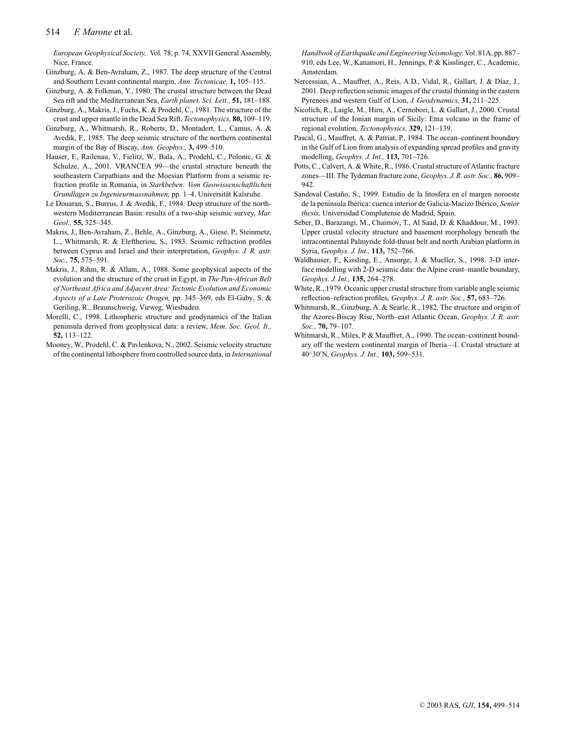*European Geophysical Society,*. Vol. 78, p. 74, XXVII General Assembly, Nice, France.

Ginzburg, A. & Ben-Avraham, Z., 1987. The deep structure of the Central and Southern Levant continental margin, *Ann. Tectonicae,* **1,** 105–115.

Ginzburg, A. & Folkman, Y., 1980. The crustal structure between the Dead Sea rift and the Mediterranean Sea, *Earth planet. Sci. Lett.,* **51,** 181–188.

Ginzburg, A., Makris, J., Fuchs, K. & Prodehl, C., 1981. The structure of the crust and upper mantle in the Dead Sea Rift, *Tectonophysics,* **80,** 109–119.

Ginzburg, A., Whitmarsh, R., Roberts, D., Montadert, L., Camus, A. & Avedik, F., 1985. The deep seismic structure of the northern continental margin of the Bay of Biscay, *Ann. Geophys.,* **3,** 499–510.

Hauser, F., Railenau, V., Fielitz, W., Bala, A., Prodehl, C., Polonic, G. & Schulze, A., 2001. VRANCEA 99—the crustal structure beneath the southeastern Carpathians and the Moesian Platform from a seismic refraction profile in Romania, in *Starkbeben: Vom Geowissenschaftlichen Grundlagen zu Ingenieurmassnahmen,* pp. 1–4, Universität Kalsruhe.

Le Douaran, S., Burrus, J. & Avedik, F., 1984. Deep structure of the northwestern Mediterranean Basin: results of a two-ship seismic survey, *Mar. Geol.,* **55,** 325–345.

Makris, J., Ben-Avraham, Z., Behle, A., Ginzburg, A., Giese, P., Steinmetz, L., Whitmarsh, R. & Eleftheriou, S., 1983. Seismic refraction profiles between Cyprus and Israel and their interpretation, *Geophys. J. R. astr. Soc.,* **75,** 575–591.

Makris, J., Rihm, R. & Allam, A., 1988. Some geophysical aspects of the evolution and the structure of the crust in Egypt, in *The Pan-African Belt of Northeast Africa and Adjacent Area: Tectonic Evolution and Economic Aspects of a Late Proterozoic Orogen,* pp. 345–369, eds El-Gaby, S. & Geriling, R., Braunschweig, Vieweg, Wiesbaden.

Morelli, C., 1998. Lithospheric structure and geodynamics of the Italian peninsula derived from geophysical data: a review, *Mem. Soc. Geol. It.,* **52,** 113–122.

Mooney, W., Prodehl, C. & Pavlenkova, N., 2002. Seismic velocity structure of the continental lithosphere from controlled source data, in *International Handbook of Earthquake and Engineering Seismology,* Vol. 81A, pp. 887–910, eds Lee, W., Kanamori, H., Jennings, P. & Kisslinger, C., Academic, Amsterdam.

Nercessian, A., Mauffret, A., Reis, A.D., Vidal, R., Gallart, J. & Díaz, J., 2001. Deep reflection seismic images of the crustal thinning in the eastern Pyrenees and western Gulf of Lion, *J. Geodynamics,* **31,** 211–225.

Nicolich, R., Laigle, M., Hirn, A., Cernobori, L. & Gallart, J., 2000. Crustal structure of the Ionian margin of Sicily: Etna volcano in the frame of regional evolution, *Tectonophysics,* **329,** 121–139.

Pascal, G., Mauffret, A. & Patriat, P., 1984. The ocean–continent boundary in the Gulf of Lion from analysis of expanding spread profiles and gravity modelling, *Geophys. J. Int.,* **113,** 701–726.

Potts, C., Calvert, A. & White, R., 1986. Crustal structure of Atlantic fracture zones—III. The Tydeman fracture zone, *Geophys. J. R. astr. Soc.,* **86,** 909–942.

Sandoval Castaño, S., 1999. Estudio de la litosfera en el margen noroeste de la península Ibérica: cuenca interior de Galicia-Macizo Ibérico, *Senior thesis,* Universidad Complutense de Madrid, Spain.

Seber, D., Barazangi, M., Chaimov, T., Al Saad, D. & Khaddour, M., 1993. Upper crustal velocity structure and basement morphology beneath the intracontinental Palmyride fold-thrust belt and north Arabian platform in Syria, *Geophys. J. Int.,* **113,** 752–766.

Waldhauser, F., Kissling, E., Ansorge, J. & Mueller, S., 1998. 3-D interface modelling with 2-D seismic data: the Alpine crust–mantle boundary, *Geophys. J. Int.,* **135,** 264–278.

White, R., 1979. Oceanic upper crustal structure from variable angle seismic reflection–refraction profiles, *Geophys. J. R. astr. Soc.,* **57,** 683–726.

Whitmarsh, R., Ginzburg, A. & Searle, R., 1982. The structure and origin of the Azores-Biscay Rise, North–east Atlantic Ocean, *Geophys. J. R. astr. Soc.,* **70,** 79–107.

Whitmarsh, R., Miles, P. & Mauffret, A., 1990. The ocean–continent boundary off the western continental margin of Iberia—I. Crustal structure at 40°30′N, *Geophys. J. Int.,* **103,** 509–531.